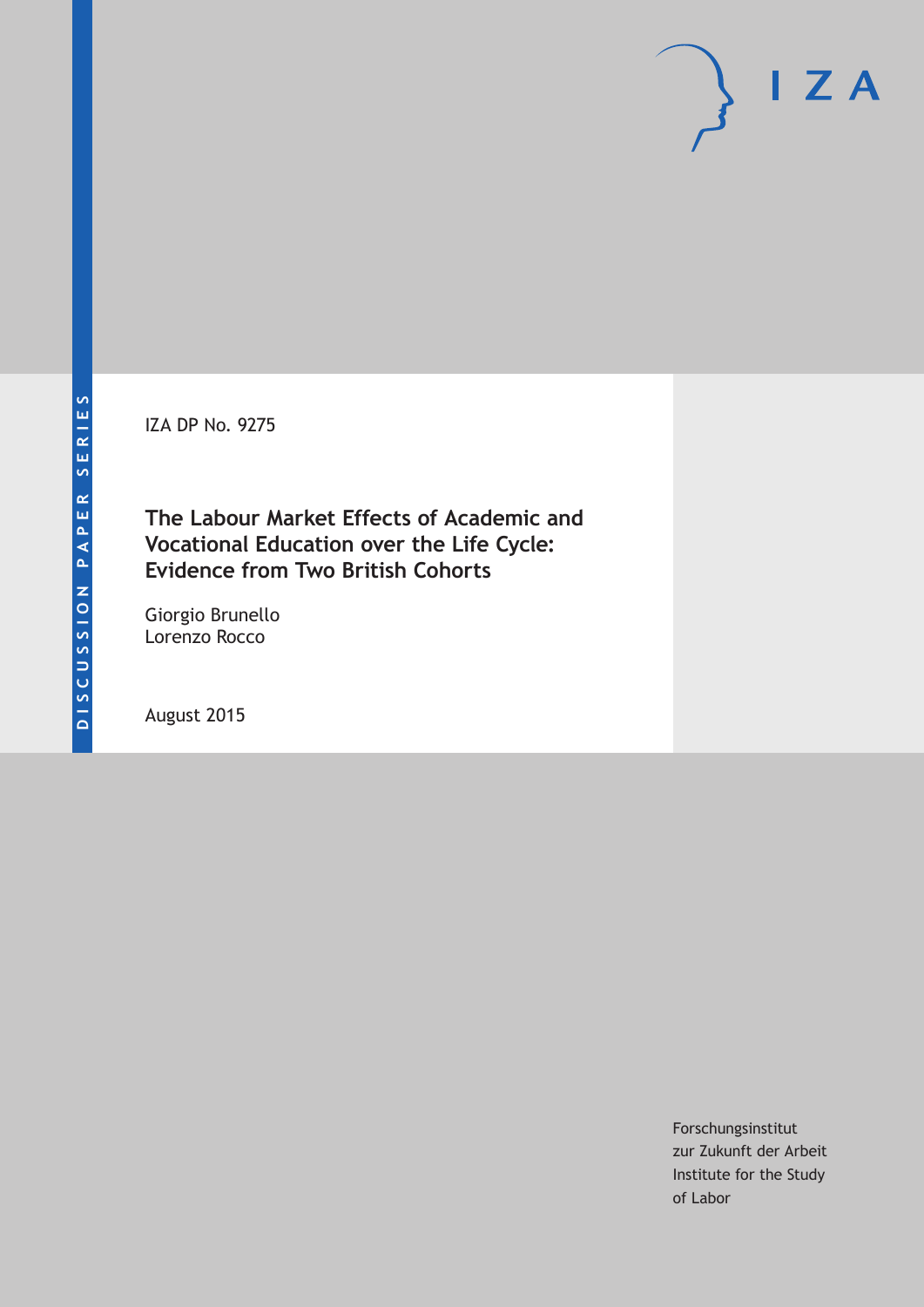DISCUSSION PAPER SERIES

IZA DP No. 9275

# The Labour Market Effects of Academic and Vocational Education over the Life Cycle: Evidence from Two British Cohorts

Giorgio Brunello
Lorenzo Rocco

August 2015

Forschungsinstitut
zur Zukunft der Arbeit
Institute for the Study
of Labor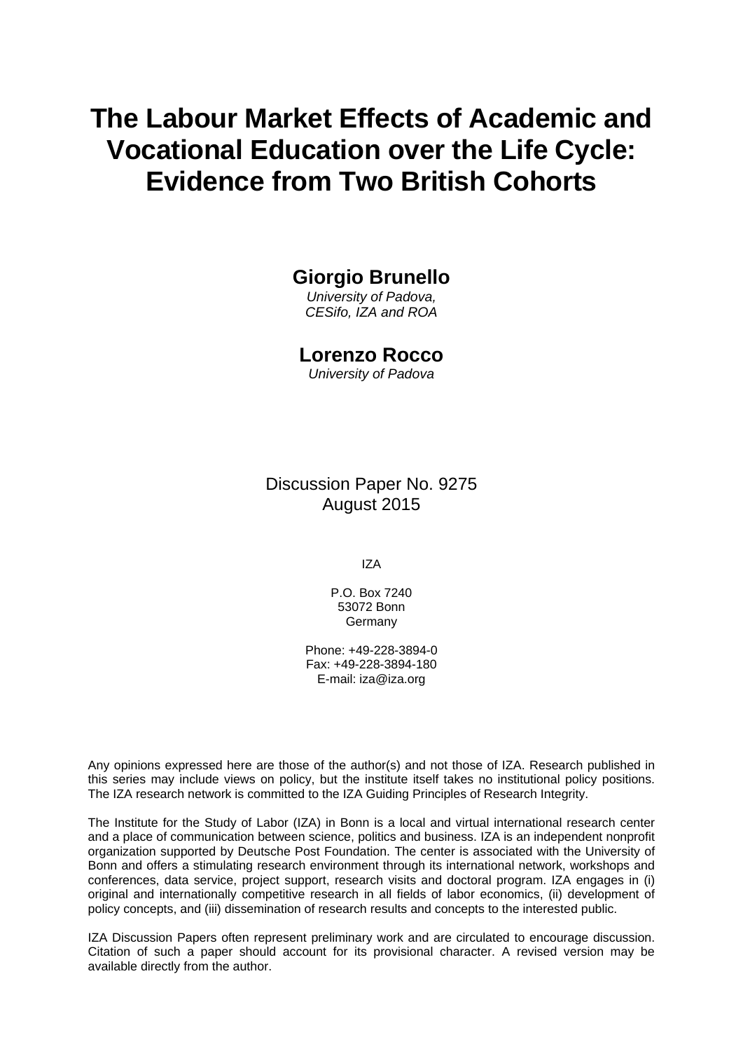# The Labour Market Effects of Academic and Vocational Education over the Life Cycle: Evidence from Two British Cohorts

**Giorgio Brunello**

*University of Padova, CESifo, IZA and ROA*

**Lorenzo Rocco**

*University of Padova*

Discussion Paper No. 9275
August 2015

IZA

P.O. Box 7240
53072 Bonn
Germany

Phone: +49-228-3894-0
Fax: +49-228-3894-180
E-mail: iza@iza.org

Any opinions expressed here are those of the author(s) and not those of IZA. Research published in this series may include views on policy, but the institute itself takes no institutional policy positions. The IZA research network is committed to the IZA Guiding Principles of Research Integrity.

The Institute for the Study of Labor (IZA) in Bonn is a local and virtual international research center and a place of communication between science, politics and business. IZA is an independent nonprofit organization supported by Deutsche Post Foundation. The center is associated with the University of Bonn and offers a stimulating research environment through its international network, workshops and conferences, data service, project support, research visits and doctoral program. IZA engages in (i) original and internationally competitive research in all fields of labor economics, (ii) development of policy concepts, and (iii) dissemination of research results and concepts to the interested public.

IZA Discussion Papers often represent preliminary work and are circulated to encourage discussion. Citation of such a paper should account for its provisional character. A revised version may be available directly from the author.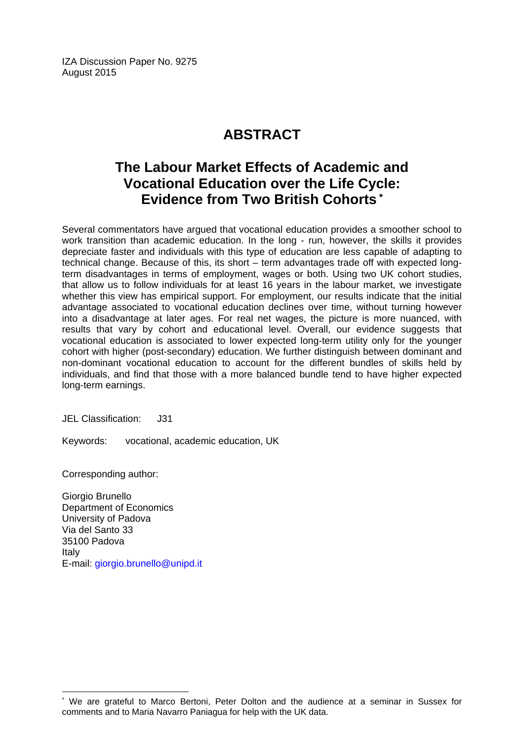IZA Discussion Paper No. 9275
August 2015

# ABSTRACT

## The Labour Market Effects of Academic and Vocational Education over the Life Cycle: Evidence from Two British Cohorts*

Several commentators have argued that vocational education provides a smoother school to work transition than academic education. In the long - run, however, the skills it provides depreciate faster and individuals with this type of education are less capable of adapting to technical change. Because of this, its short – term advantages trade off with expected long-term disadvantages in terms of employment, wages or both. Using two UK cohort studies, that allow us to follow individuals for at least 16 years in the labour market, we investigate whether this view has empirical support. For employment, our results indicate that the initial advantage associated to vocational education declines over time, without turning however into a disadvantage at later ages. For real net wages, the picture is more nuanced, with results that vary by cohort and educational level. Overall, our evidence suggests that vocational education is associated to lower expected long-term utility only for the younger cohort with higher (post-secondary) education. We further distinguish between dominant and non-dominant vocational education to account for the different bundles of skills held by individuals, and find that those with a more balanced bundle tend to have higher expected long-term earnings.

JEL Classification: J31

Keywords: vocational, academic education, UK

Corresponding author:

Giorgio Brunello
Department of Economics
University of Padova
Via del Santo 33
35100 Padova
Italy
E-mail: giorgio.brunello@unipd.it

* We are grateful to Marco Bertoni, Peter Dolton and the audience at a seminar in Sussex for comments and to Maria Navarro Paniagua for help with the UK data.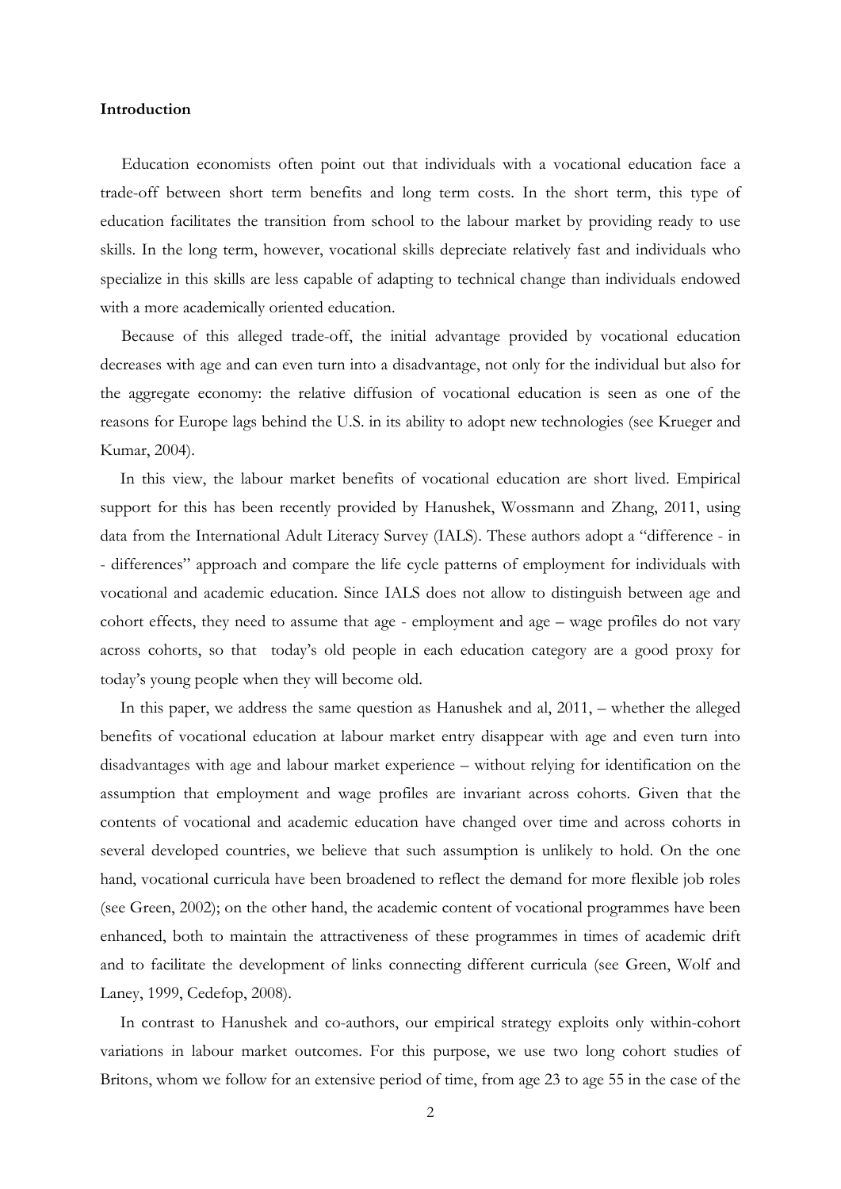**Introduction**

Education economists often point out that individuals with a vocational education face a trade-off between short term benefits and long term costs. In the short term, this type of education facilitates the transition from school to the labour market by providing ready to use skills. In the long term, however, vocational skills depreciate relatively fast and individuals who specialize in this skills are less capable of adapting to technical change than individuals endowed with a more academically oriented education.

Because of this alleged trade-off, the initial advantage provided by vocational education decreases with age and can even turn into a disadvantage, not only for the individual but also for the aggregate economy: the relative diffusion of vocational education is seen as one of the reasons for Europe lags behind the U.S. in its ability to adopt new technologies (see Krueger and Kumar, 2004).

In this view, the labour market benefits of vocational education are short lived. Empirical support for this has been recently provided by Hanushek, Wossmann and Zhang, 2011, using data from the International Adult Literacy Survey (IALS). These authors adopt a "difference - in - differences" approach and compare the life cycle patterns of employment for individuals with vocational and academic education. Since IALS does not allow to distinguish between age and cohort effects, they need to assume that age - employment and age – wage profiles do not vary across cohorts, so that today's old people in each education category are a good proxy for today's young people when they will become old.

In this paper, we address the same question as Hanushek and al, 2011, – whether the alleged benefits of vocational education at labour market entry disappear with age and even turn into disadvantages with age and labour market experience – without relying for identification on the assumption that employment and wage profiles are invariant across cohorts. Given that the contents of vocational and academic education have changed over time and across cohorts in several developed countries, we believe that such assumption is unlikely to hold. On the one hand, vocational curricula have been broadened to reflect the demand for more flexible job roles (see Green, 2002); on the other hand, the academic content of vocational programmes have been enhanced, both to maintain the attractiveness of these programmes in times of academic drift and to facilitate the development of links connecting different curricula (see Green, Wolf and Laney, 1999, Cedefop, 2008).

In contrast to Hanushek and co-authors, our empirical strategy exploits only within-cohort variations in labour market outcomes. For this purpose, we use two long cohort studies of Britons, whom we follow for an extensive period of time, from age 23 to age 55 in the case of the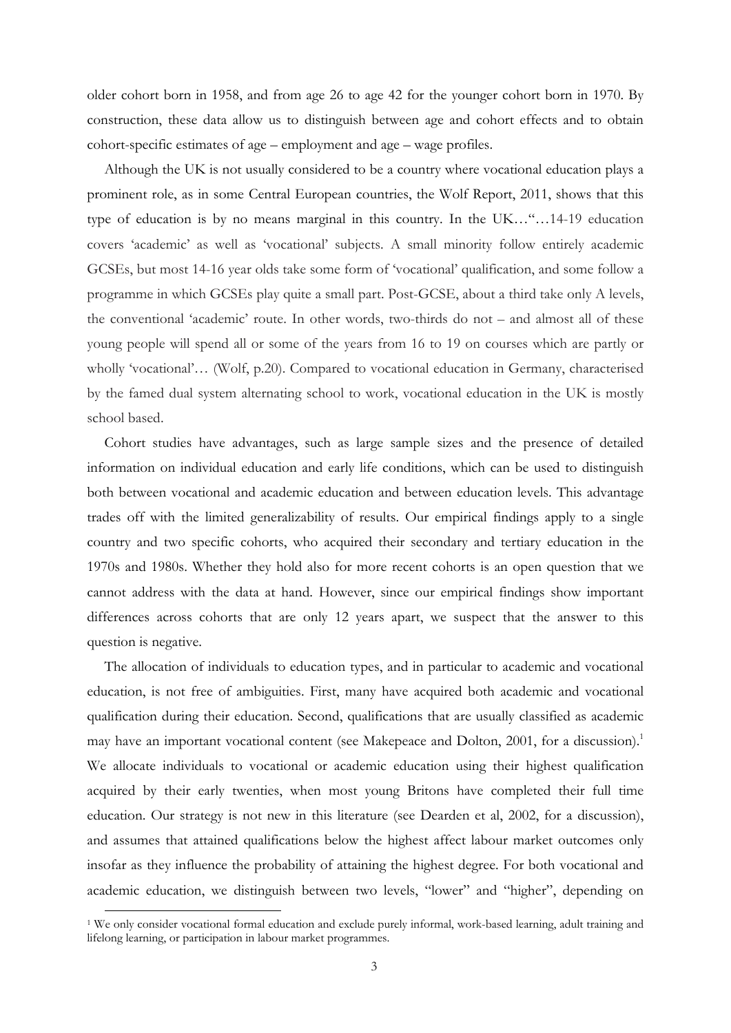older cohort born in 1958, and from age 26 to age 42 for the younger cohort born in 1970. By construction, these data allow us to distinguish between age and cohort effects and to obtain cohort-specific estimates of age – employment and age – wage profiles.

Although the UK is not usually considered to be a country where vocational education plays a prominent role, as in some Central European countries, the Wolf Report, 2011, shows that this type of education is by no means marginal in this country. In the UK…"…14-19 education covers 'academic' as well as 'vocational' subjects. A small minority follow entirely academic GCSEs, but most 14-16 year olds take some form of 'vocational' qualification, and some follow a programme in which GCSEs play quite a small part. Post-GCSE, about a third take only A levels, the conventional 'academic' route. In other words, two-thirds do not – and almost all of these young people will spend all or some of the years from 16 to 19 on courses which are partly or wholly 'vocational'… (Wolf, p.20). Compared to vocational education in Germany, characterised by the famed dual system alternating school to work, vocational education in the UK is mostly school based.

Cohort studies have advantages, such as large sample sizes and the presence of detailed information on individual education and early life conditions, which can be used to distinguish both between vocational and academic education and between education levels. This advantage trades off with the limited generalizability of results. Our empirical findings apply to a single country and two specific cohorts, who acquired their secondary and tertiary education in the 1970s and 1980s. Whether they hold also for more recent cohorts is an open question that we cannot address with the data at hand. However, since our empirical findings show important differences across cohorts that are only 12 years apart, we suspect that the answer to this question is negative.

The allocation of individuals to education types, and in particular to academic and vocational education, is not free of ambiguities. First, many have acquired both academic and vocational qualification during their education. Second, qualifications that are usually classified as academic may have an important vocational content (see Makepeace and Dolton, 2001, for a discussion).[1] We allocate individuals to vocational or academic education using their highest qualification acquired by their early twenties, when most young Britons have completed their full time education. Our strategy is not new in this literature (see Dearden et al, 2002, for a discussion), and assumes that attained qualifications below the highest affect labour market outcomes only insofar as they influence the probability of attaining the highest degree. For both vocational and academic education, we distinguish between two levels, "lower" and "higher", depending on

[1] We only consider vocational formal education and exclude purely informal, work-based learning, adult training and lifelong learning, or participation in labour market programmes.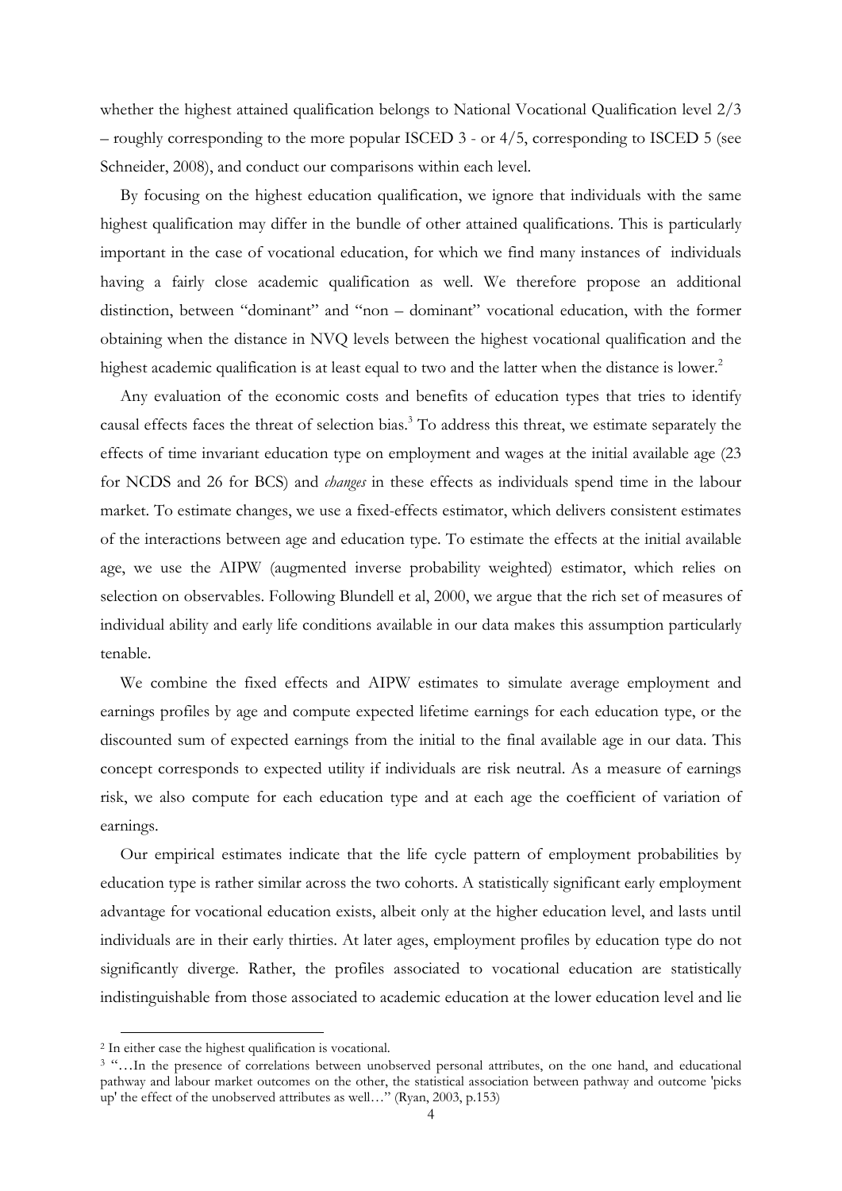whether the highest attained qualification belongs to National Vocational Qualification level 2/3 – roughly corresponding to the more popular ISCED 3 - or 4/5, corresponding to ISCED 5 (see Schneider, 2008), and conduct our comparisons within each level.

By focusing on the highest education qualification, we ignore that individuals with the same highest qualification may differ in the bundle of other attained qualifications. This is particularly important in the case of vocational education, for which we find many instances of individuals having a fairly close academic qualification as well. We therefore propose an additional distinction, between "dominant" and "non – dominant" vocational education, with the former obtaining when the distance in NVQ levels between the highest vocational qualification and the highest academic qualification is at least equal to two and the latter when the distance is lower.[2]

Any evaluation of the economic costs and benefits of education types that tries to identify causal effects faces the threat of selection bias.[3] To address this threat, we estimate separately the effects of time invariant education type on employment and wages at the initial available age (23 for NCDS and 26 for BCS) and *changes* in these effects as individuals spend time in the labour market. To estimate changes, we use a fixed-effects estimator, which delivers consistent estimates of the interactions between age and education type. To estimate the effects at the initial available age, we use the AIPW (augmented inverse probability weighted) estimator, which relies on selection on observables. Following Blundell et al, 2000, we argue that the rich set of measures of individual ability and early life conditions available in our data makes this assumption particularly tenable.

We combine the fixed effects and AIPW estimates to simulate average employment and earnings profiles by age and compute expected lifetime earnings for each education type, or the discounted sum of expected earnings from the initial to the final available age in our data. This concept corresponds to expected utility if individuals are risk neutral. As a measure of earnings risk, we also compute for each education type and at each age the coefficient of variation of earnings.

Our empirical estimates indicate that the life cycle pattern of employment probabilities by education type is rather similar across the two cohorts. A statistically significant early employment advantage for vocational education exists, albeit only at the higher education level, and lasts until individuals are in their early thirties. At later ages, employment profiles by education type do not significantly diverge. Rather, the profiles associated to vocational education are statistically indistinguishable from those associated to academic education at the lower education level and lie

[2] In either case the highest qualification is vocational.

[3] "…In the presence of correlations between unobserved personal attributes, on the one hand, and educational pathway and labour market outcomes on the other, the statistical association between pathway and outcome 'picks up' the effect of the unobserved attributes as well…" (Ryan, 2003, p.153)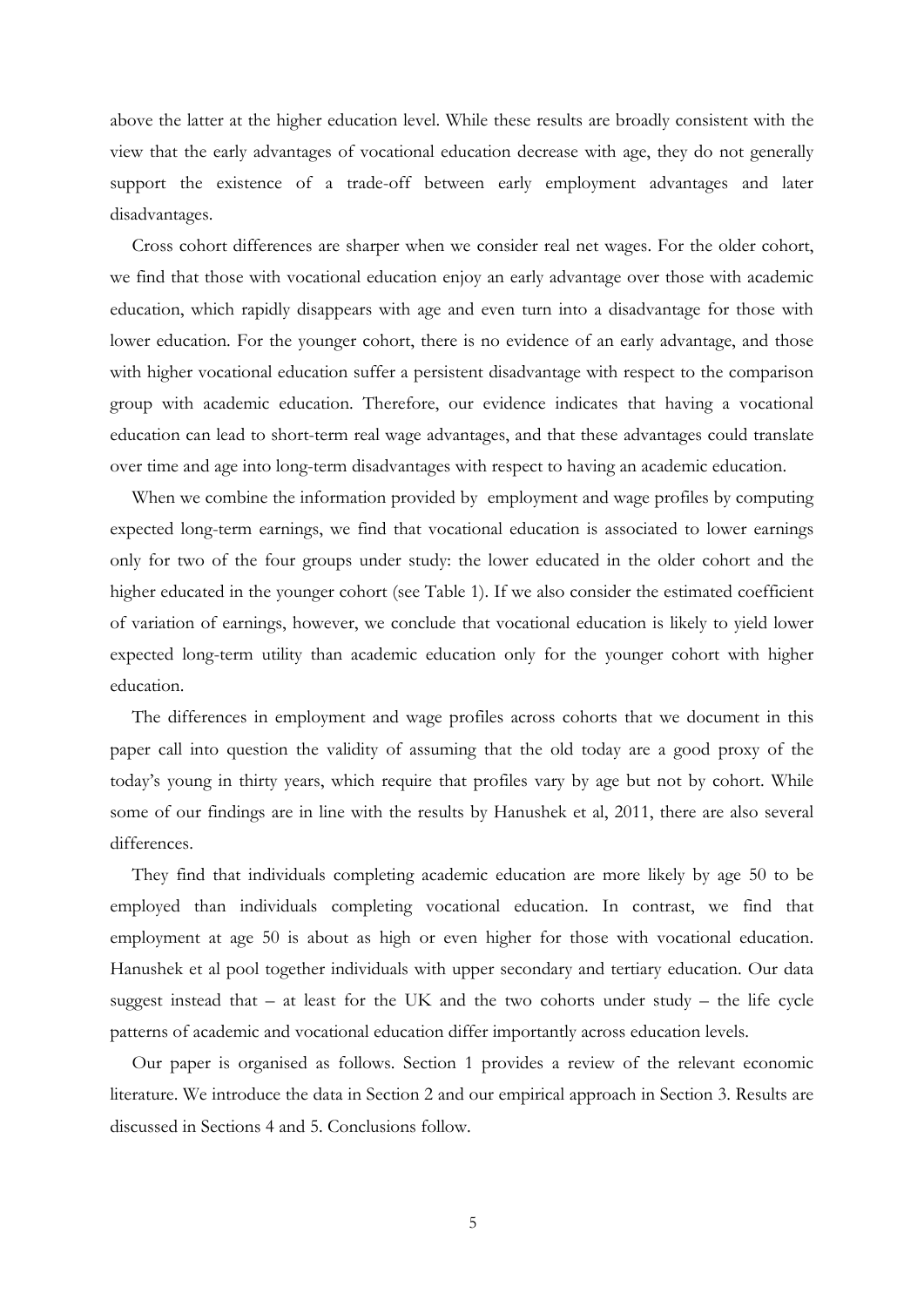above the latter at the higher education level. While these results are broadly consistent with the view that the early advantages of vocational education decrease with age, they do not generally support the existence of a trade-off between early employment advantages and later disadvantages.

Cross cohort differences are sharper when we consider real net wages. For the older cohort, we find that those with vocational education enjoy an early advantage over those with academic education, which rapidly disappears with age and even turn into a disadvantage for those with lower education. For the younger cohort, there is no evidence of an early advantage, and those with higher vocational education suffer a persistent disadvantage with respect to the comparison group with academic education. Therefore, our evidence indicates that having a vocational education can lead to short-term real wage advantages, and that these advantages could translate over time and age into long-term disadvantages with respect to having an academic education.

When we combine the information provided by employment and wage profiles by computing expected long-term earnings, we find that vocational education is associated to lower earnings only for two of the four groups under study: the lower educated in the older cohort and the higher educated in the younger cohort (see Table 1). If we also consider the estimated coefficient of variation of earnings, however, we conclude that vocational education is likely to yield lower expected long-term utility than academic education only for the younger cohort with higher education.

The differences in employment and wage profiles across cohorts that we document in this paper call into question the validity of assuming that the old today are a good proxy of the today's young in thirty years, which require that profiles vary by age but not by cohort. While some of our findings are in line with the results by Hanushek et al, 2011, there are also several differences.

They find that individuals completing academic education are more likely by age 50 to be employed than individuals completing vocational education. In contrast, we find that employment at age 50 is about as high or even higher for those with vocational education. Hanushek et al pool together individuals with upper secondary and tertiary education. Our data suggest instead that – at least for the UK and the two cohorts under study – the life cycle patterns of academic and vocational education differ importantly across education levels.

Our paper is organised as follows. Section 1 provides a review of the relevant economic literature. We introduce the data in Section 2 and our empirical approach in Section 3. Results are discussed in Sections 4 and 5. Conclusions follow.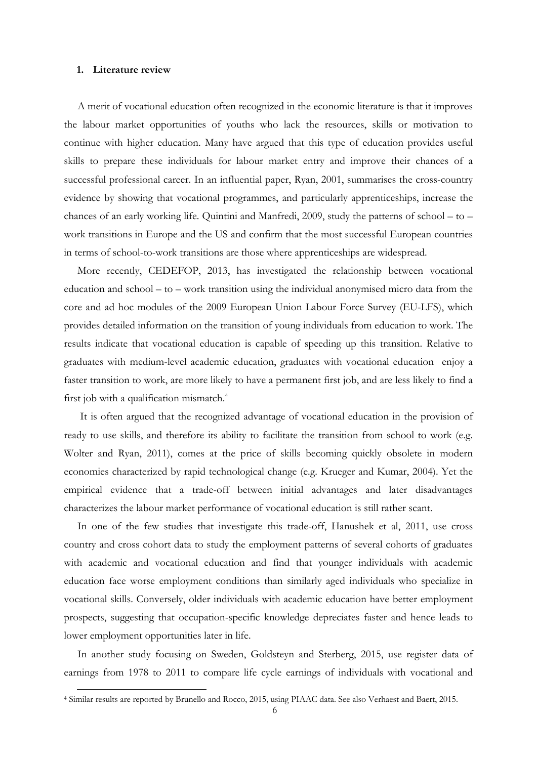## 1. Literature review

A merit of vocational education often recognized in the economic literature is that it improves the labour market opportunities of youths who lack the resources, skills or motivation to continue with higher education. Many have argued that this type of education provides useful skills to prepare these individuals for labour market entry and improve their chances of a successful professional career. In an influential paper, Ryan, 2001, summarises the cross-country evidence by showing that vocational programmes, and particularly apprenticeships, increase the chances of an early working life. Quintini and Manfredi, 2009, study the patterns of school – to – work transitions in Europe and the US and confirm that the most successful European countries in terms of school-to-work transitions are those where apprenticeships are widespread.

More recently, CEDEFOP, 2013, has investigated the relationship between vocational education and school – to – work transition using the individual anonymised micro data from the core and ad hoc modules of the 2009 European Union Labour Force Survey (EU-LFS), which provides detailed information on the transition of young individuals from education to work. The results indicate that vocational education is capable of speeding up this transition. Relative to graduates with medium-level academic education, graduates with vocational education enjoy a faster transition to work, are more likely to have a permanent first job, and are less likely to find a first job with a qualification mismatch.[4]

It is often argued that the recognized advantage of vocational education in the provision of ready to use skills, and therefore its ability to facilitate the transition from school to work (e.g. Wolter and Ryan, 2011), comes at the price of skills becoming quickly obsolete in modern economies characterized by rapid technological change (e.g. Krueger and Kumar, 2004). Yet the empirical evidence that a trade-off between initial advantages and later disadvantages characterizes the labour market performance of vocational education is still rather scant.

In one of the few studies that investigate this trade-off, Hanushek et al, 2011, use cross country and cross cohort data to study the employment patterns of several cohorts of graduates with academic and vocational education and find that younger individuals with academic education face worse employment conditions than similarly aged individuals who specialize in vocational skills. Conversely, older individuals with academic education have better employment prospects, suggesting that occupation-specific knowledge depreciates faster and hence leads to lower employment opportunities later in life.

In another study focusing on Sweden, Goldsteyn and Sterberg, 2015, use register data of earnings from 1978 to 2011 to compare life cycle earnings of individuals with vocational and

[4] Similar results are reported by Brunello and Rocco, 2015, using PIAAC data. See also Verhaest and Baert, 2015.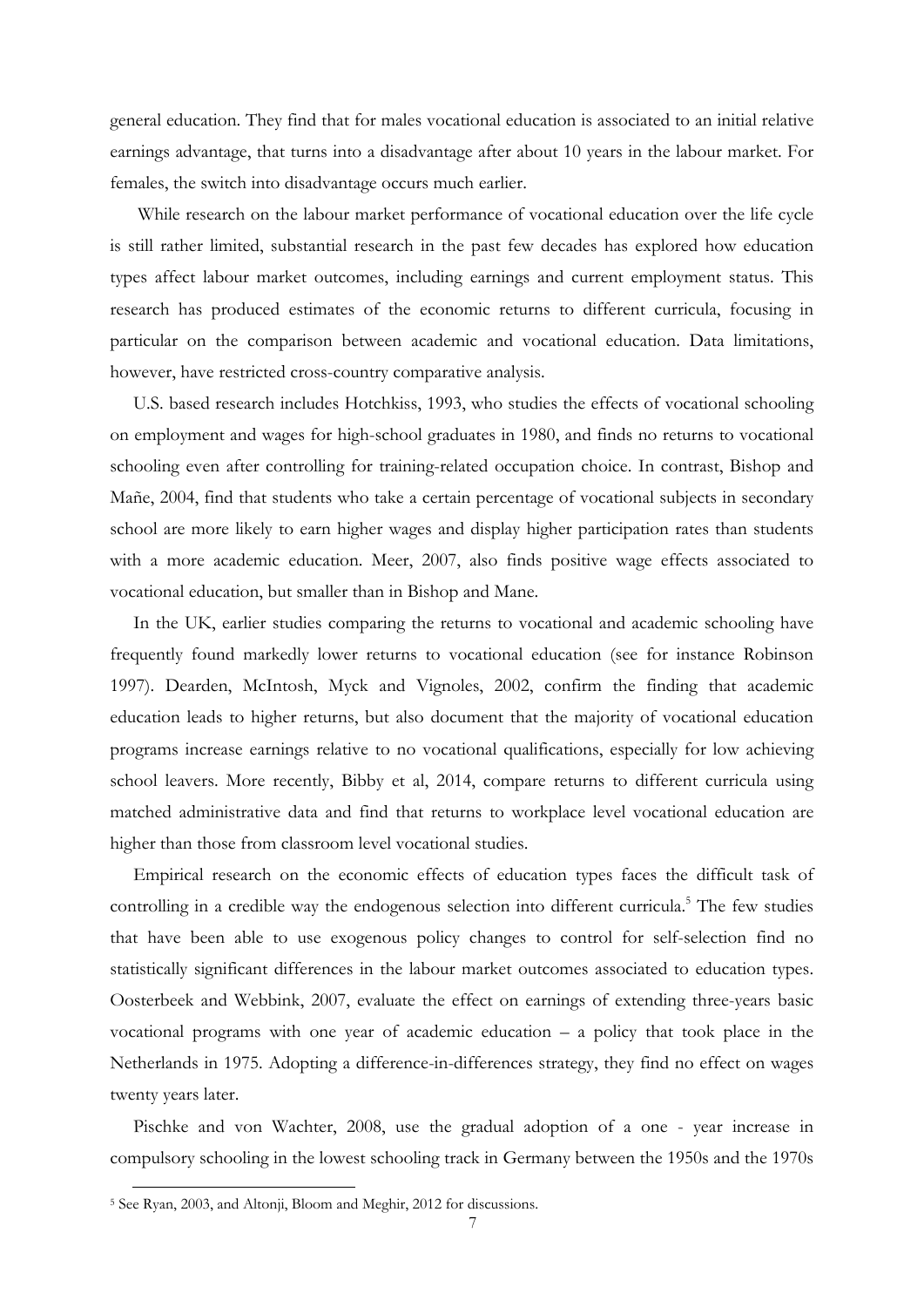general education. They find that for males vocational education is associated to an initial relative earnings advantage, that turns into a disadvantage after about 10 years in the labour market. For females, the switch into disadvantage occurs much earlier.

While research on the labour market performance of vocational education over the life cycle is still rather limited, substantial research in the past few decades has explored how education types affect labour market outcomes, including earnings and current employment status. This research has produced estimates of the economic returns to different curricula, focusing in particular on the comparison between academic and vocational education. Data limitations, however, have restricted cross-country comparative analysis.

U.S. based research includes Hotchkiss, 1993, who studies the effects of vocational schooling on employment and wages for high-school graduates in 1980, and finds no returns to vocational schooling even after controlling for training-related occupation choice. In contrast, Bishop and Mañe, 2004, find that students who take a certain percentage of vocational subjects in secondary school are more likely to earn higher wages and display higher participation rates than students with a more academic education. Meer, 2007, also finds positive wage effects associated to vocational education, but smaller than in Bishop and Mane.

In the UK, earlier studies comparing the returns to vocational and academic schooling have frequently found markedly lower returns to vocational education (see for instance Robinson 1997). Dearden, McIntosh, Myck and Vignoles, 2002, confirm the finding that academic education leads to higher returns, but also document that the majority of vocational education programs increase earnings relative to no vocational qualifications, especially for low achieving school leavers. More recently, Bibby et al, 2014, compare returns to different curricula using matched administrative data and find that returns to workplace level vocational education are higher than those from classroom level vocational studies.

Empirical research on the economic effects of education types faces the difficult task of controlling in a credible way the endogenous selection into different curricula.[5] The few studies that have been able to use exogenous policy changes to control for self-selection find no statistically significant differences in the labour market outcomes associated to education types. Oosterbeek and Webbink, 2007, evaluate the effect on earnings of extending three-years basic vocational programs with one year of academic education – a policy that took place in the Netherlands in 1975. Adopting a difference-in-differences strategy, they find no effect on wages twenty years later.

Pischke and von Wachter, 2008, use the gradual adoption of a one - year increase in compulsory schooling in the lowest schooling track in Germany between the 1950s and the 1970s

[5] See Ryan, 2003, and Altonji, Bloom and Meghir, 2012 for discussions.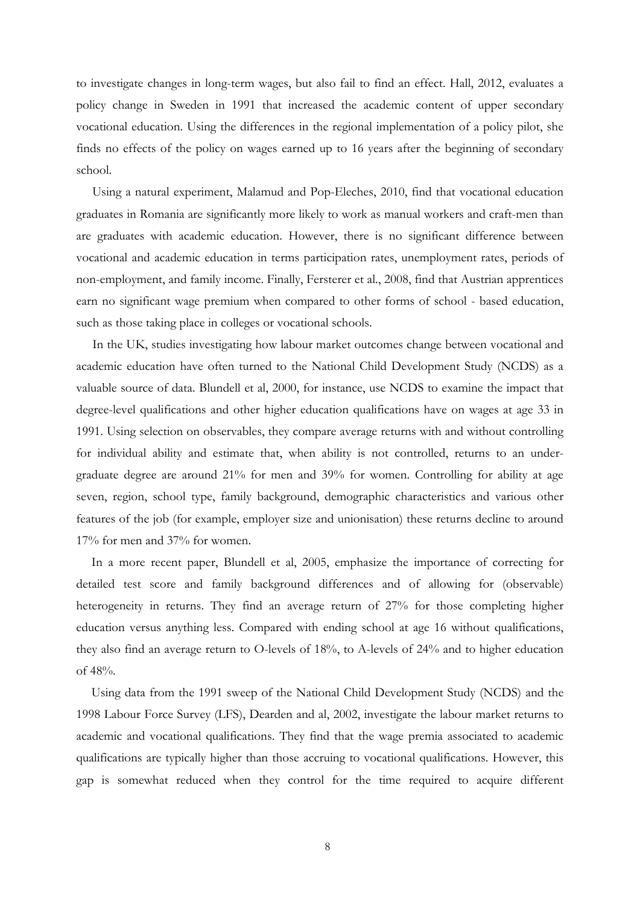to investigate changes in long-term wages, but also fail to find an effect. Hall, 2012, evaluates a policy change in Sweden in 1991 that increased the academic content of upper secondary vocational education. Using the differences in the regional implementation of a policy pilot, she finds no effects of the policy on wages earned up to 16 years after the beginning of secondary school.

Using a natural experiment, Malamud and Pop-Eleches, 2010, find that vocational education graduates in Romania are significantly more likely to work as manual workers and craft-men than are graduates with academic education. However, there is no significant difference between vocational and academic education in terms participation rates, unemployment rates, periods of non-employment, and family income. Finally, Fersterer et al., 2008, find that Austrian apprentices earn no significant wage premium when compared to other forms of school - based education, such as those taking place in colleges or vocational schools.

In the UK, studies investigating how labour market outcomes change between vocational and academic education have often turned to the National Child Development Study (NCDS) as a valuable source of data. Blundell et al, 2000, for instance, use NCDS to examine the impact that degree-level qualifications and other higher education qualifications have on wages at age 33 in 1991. Using selection on observables, they compare average returns with and without controlling for individual ability and estimate that, when ability is not controlled, returns to an under-graduate degree are around 21% for men and 39% for women. Controlling for ability at age seven, region, school type, family background, demographic characteristics and various other features of the job (for example, employer size and unionisation) these returns decline to around 17% for men and 37% for women.

In a more recent paper, Blundell et al, 2005, emphasize the importance of correcting for detailed test score and family background differences and of allowing for (observable) heterogeneity in returns. They find an average return of 27% for those completing higher education versus anything less. Compared with ending school at age 16 without qualifications, they also find an average return to O-levels of 18%, to A-levels of 24% and to higher education of 48%.

Using data from the 1991 sweep of the National Child Development Study (NCDS) and the 1998 Labour Force Survey (LFS), Dearden and al, 2002, investigate the labour market returns to academic and vocational qualifications. They find that the wage premia associated to academic qualifications are typically higher than those accruing to vocational qualifications. However, this gap is somewhat reduced when they control for the time required to acquire different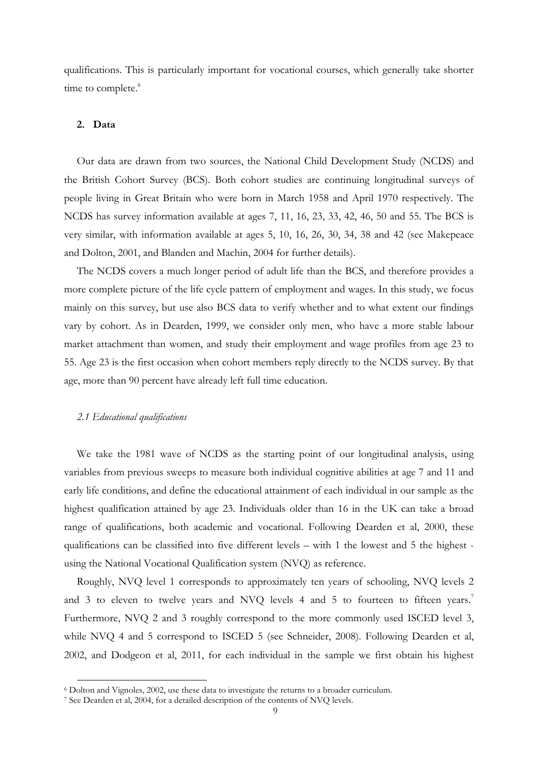qualifications. This is particularly important for vocational courses, which generally take shorter time to complete.[6]

## 2. Data

Our data are drawn from two sources, the National Child Development Study (NCDS) and the British Cohort Survey (BCS). Both cohort studies are continuing longitudinal surveys of people living in Great Britain who were born in March 1958 and April 1970 respectively. The NCDS has survey information available at ages 7, 11, 16, 23, 33, 42, 46, 50 and 55. The BCS is very similar, with information available at ages 5, 10, 16, 26, 30, 34, 38 and 42 (see Makepeace and Dolton, 2001, and Blanden and Machin, 2004 for further details).

The NCDS covers a much longer period of adult life than the BCS, and therefore provides a more complete picture of the life cycle pattern of employment and wages. In this study, we focus mainly on this survey, but use also BCS data to verify whether and to what extent our findings vary by cohort. As in Dearden, 1999, we consider only men, who have a more stable labour market attachment than women, and study their employment and wage profiles from age 23 to 55. Age 23 is the first occasion when cohort members reply directly to the NCDS survey. By that age, more than 90 percent have already left full time education.

### *2.1 Educational qualifications*

We take the 1981 wave of NCDS as the starting point of our longitudinal analysis, using variables from previous sweeps to measure both individual cognitive abilities at age 7 and 11 and early life conditions, and define the educational attainment of each individual in our sample as the highest qualification attained by age 23. Individuals older than 16 in the UK can take a broad range of qualifications, both academic and vocational. Following Dearden et al, 2000, these qualifications can be classified into five different levels – with 1 the lowest and 5 the highest - using the National Vocational Qualification system (NVQ) as reference.

Roughly, NVQ level 1 corresponds to approximately ten years of schooling, NVQ levels 2 and 3 to eleven to twelve years and NVQ levels 4 and 5 to fourteen to fifteen years.[7] Furthermore, NVQ 2 and 3 roughly correspond to the more commonly used ISCED level 3, while NVQ 4 and 5 correspond to ISCED 5 (see Schneider, 2008). Following Dearden et al, 2002, and Dodgeon et al, 2011, for each individual in the sample we first obtain his highest

[6] Dolton and Vignoles, 2002, use these data to investigate the returns to a broader curriculum.

[7] See Dearden et al, 2004, for a detailed description of the contents of NVQ levels.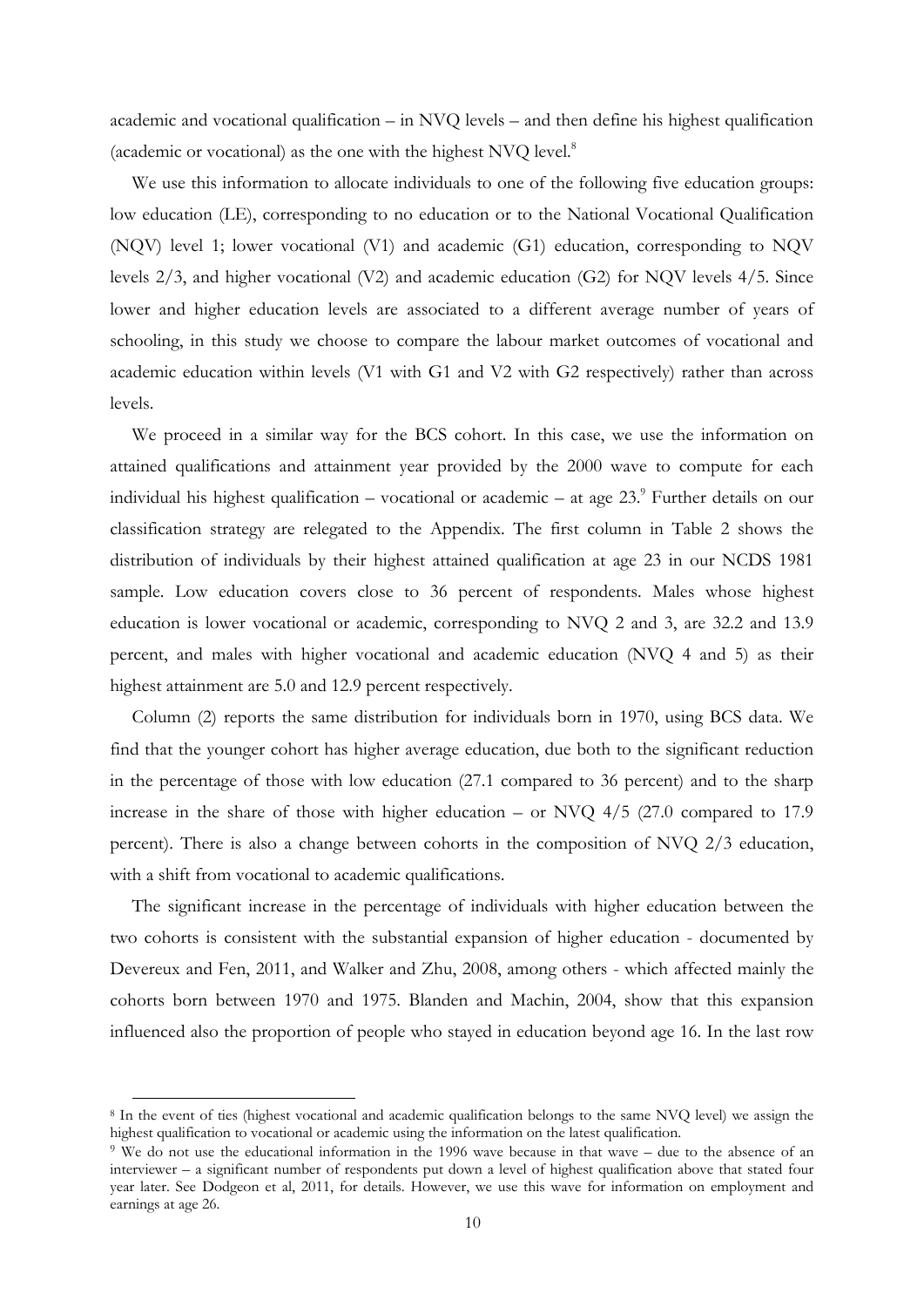academic and vocational qualification – in NVQ levels – and then define his highest qualification (academic or vocational) as the one with the highest NVQ level.[8]

We use this information to allocate individuals to one of the following five education groups: low education (LE), corresponding to no education or to the National Vocational Qualification (NQV) level 1; lower vocational (V1) and academic (G1) education, corresponding to NQV levels 2/3, and higher vocational (V2) and academic education (G2) for NQV levels 4/5. Since lower and higher education levels are associated to a different average number of years of schooling, in this study we choose to compare the labour market outcomes of vocational and academic education within levels (V1 with G1 and V2 with G2 respectively) rather than across levels.

We proceed in a similar way for the BCS cohort. In this case, we use the information on attained qualifications and attainment year provided by the 2000 wave to compute for each individual his highest qualification – vocational or academic – at age 23.[9] Further details on our classification strategy are relegated to the Appendix. The first column in Table 2 shows the distribution of individuals by their highest attained qualification at age 23 in our NCDS 1981 sample. Low education covers close to 36 percent of respondents. Males whose highest education is lower vocational or academic, corresponding to NVQ 2 and 3, are 32.2 and 13.9 percent, and males with higher vocational and academic education (NVQ 4 and 5) as their highest attainment are 5.0 and 12.9 percent respectively.

Column (2) reports the same distribution for individuals born in 1970, using BCS data. We find that the younger cohort has higher average education, due both to the significant reduction in the percentage of those with low education (27.1 compared to 36 percent) and to the sharp increase in the share of those with higher education – or NVQ 4/5 (27.0 compared to 17.9 percent). There is also a change between cohorts in the composition of NVQ 2/3 education, with a shift from vocational to academic qualifications.

The significant increase in the percentage of individuals with higher education between the two cohorts is consistent with the substantial expansion of higher education - documented by Devereux and Fen, 2011, and Walker and Zhu, 2008, among others - which affected mainly the cohorts born between 1970 and 1975. Blanden and Machin, 2004, show that this expansion influenced also the proportion of people who stayed in education beyond age 16. In the last row

[8] In the event of ties (highest vocational and academic qualification belongs to the same NVQ level) we assign the highest qualification to vocational or academic using the information on the latest qualification.

[9] We do not use the educational information in the 1996 wave because in that wave – due to the absence of an interviewer – a significant number of respondents put down a level of highest qualification above that stated four year later. See Dodgeon et al, 2011, for details. However, we use this wave for information on employment and earnings at age 26.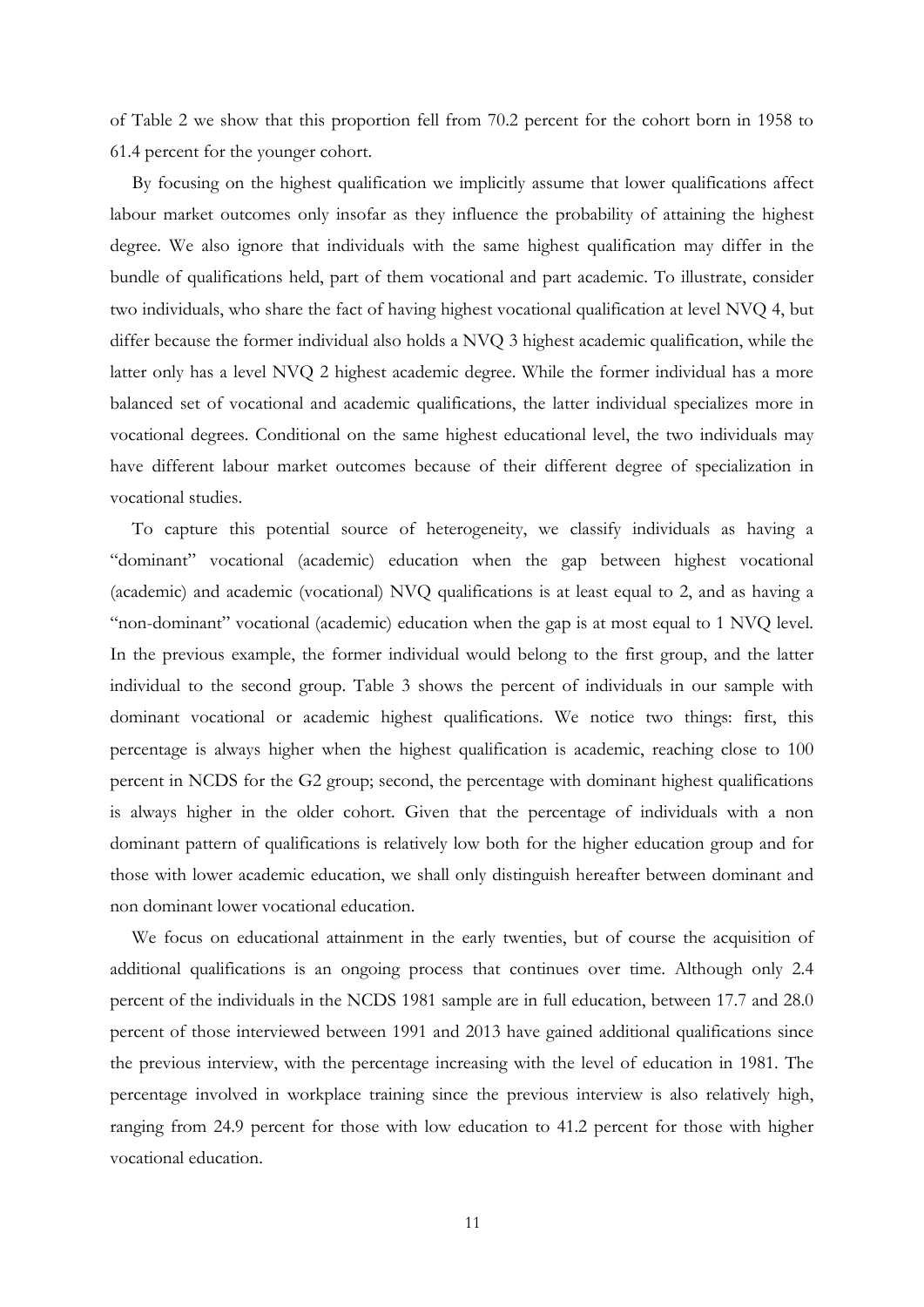of Table 2 we show that this proportion fell from 70.2 percent for the cohort born in 1958 to 61.4 percent for the younger cohort.

By focusing on the highest qualification we implicitly assume that lower qualifications affect labour market outcomes only insofar as they influence the probability of attaining the highest degree. We also ignore that individuals with the same highest qualification may differ in the bundle of qualifications held, part of them vocational and part academic. To illustrate, consider two individuals, who share the fact of having highest vocational qualification at level NVQ 4, but differ because the former individual also holds a NVQ 3 highest academic qualification, while the latter only has a level NVQ 2 highest academic degree. While the former individual has a more balanced set of vocational and academic qualifications, the latter individual specializes more in vocational degrees. Conditional on the same highest educational level, the two individuals may have different labour market outcomes because of their different degree of specialization in vocational studies.

To capture this potential source of heterogeneity, we classify individuals as having a "dominant" vocational (academic) education when the gap between highest vocational (academic) and academic (vocational) NVQ qualifications is at least equal to 2, and as having a "non-dominant" vocational (academic) education when the gap is at most equal to 1 NVQ level. In the previous example, the former individual would belong to the first group, and the latter individual to the second group. Table 3 shows the percent of individuals in our sample with dominant vocational or academic highest qualifications. We notice two things: first, this percentage is always higher when the highest qualification is academic, reaching close to 100 percent in NCDS for the G2 group; second, the percentage with dominant highest qualifications is always higher in the older cohort. Given that the percentage of individuals with a non dominant pattern of qualifications is relatively low both for the higher education group and for those with lower academic education, we shall only distinguish hereafter between dominant and non dominant lower vocational education.

We focus on educational attainment in the early twenties, but of course the acquisition of additional qualifications is an ongoing process that continues over time. Although only 2.4 percent of the individuals in the NCDS 1981 sample are in full education, between 17.7 and 28.0 percent of those interviewed between 1991 and 2013 have gained additional qualifications since the previous interview, with the percentage increasing with the level of education in 1981. The percentage involved in workplace training since the previous interview is also relatively high, ranging from 24.9 percent for those with low education to 41.2 percent for those with higher vocational education.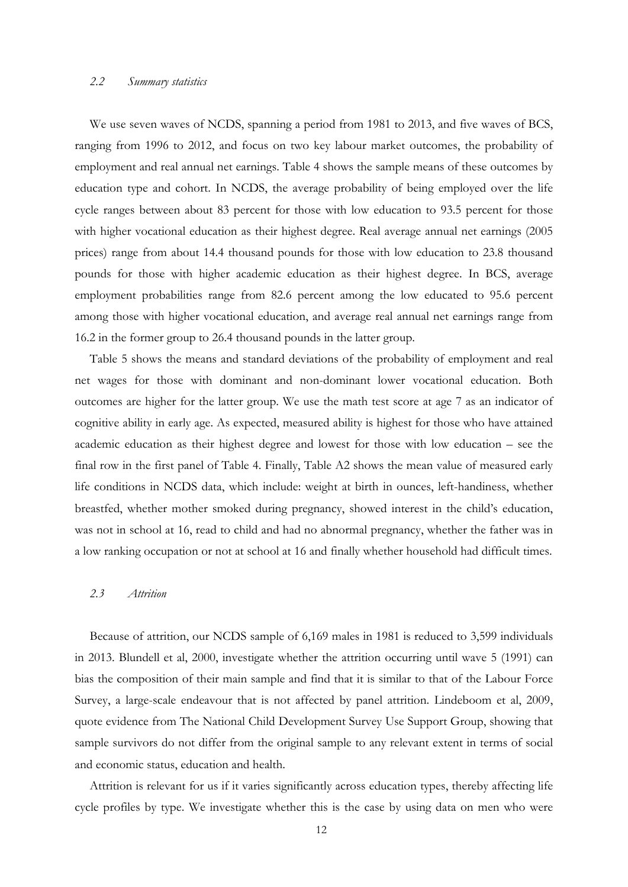### *2.2 Summary statistics*

We use seven waves of NCDS, spanning a period from 1981 to 2013, and five waves of BCS, ranging from 1996 to 2012, and focus on two key labour market outcomes, the probability of employment and real annual net earnings. Table 4 shows the sample means of these outcomes by education type and cohort. In NCDS, the average probability of being employed over the life cycle ranges between about 83 percent for those with low education to 93.5 percent for those with higher vocational education as their highest degree. Real average annual net earnings (2005 prices) range from about 14.4 thousand pounds for those with low education to 23.8 thousand pounds for those with higher academic education as their highest degree. In BCS, average employment probabilities range from 82.6 percent among the low educated to 95.6 percent among those with higher vocational education, and average real annual net earnings range from 16.2 in the former group to 26.4 thousand pounds in the latter group.

Table 5 shows the means and standard deviations of the probability of employment and real net wages for those with dominant and non-dominant lower vocational education. Both outcomes are higher for the latter group. We use the math test score at age 7 as an indicator of cognitive ability in early age. As expected, measured ability is highest for those who have attained academic education as their highest degree and lowest for those with low education – see the final row in the first panel of Table 4. Finally, Table A2 shows the mean value of measured early life conditions in NCDS data, which include: weight at birth in ounces, left-handiness, whether breastfed, whether mother smoked during pregnancy, showed interest in the child's education, was not in school at 16, read to child and had no abnormal pregnancy, whether the father was in a low ranking occupation or not at school at 16 and finally whether household had difficult times.

### *2.3 Attrition*

Because of attrition, our NCDS sample of 6,169 males in 1981 is reduced to 3,599 individuals in 2013. Blundell et al, 2000, investigate whether the attrition occurring until wave 5 (1991) can bias the composition of their main sample and find that it is similar to that of the Labour Force Survey, a large-scale endeavour that is not affected by panel attrition. Lindeboom et al, 2009, quote evidence from The National Child Development Survey Use Support Group, showing that sample survivors do not differ from the original sample to any relevant extent in terms of social and economic status, education and health.

Attrition is relevant for us if it varies significantly across education types, thereby affecting life cycle profiles by type. We investigate whether this is the case by using data on men who were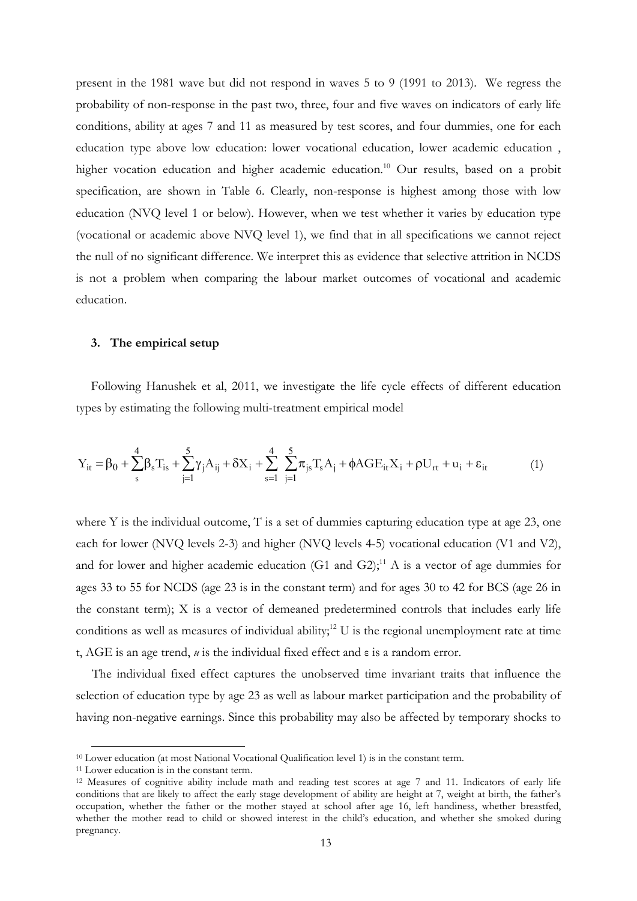present in the 1981 wave but did not respond in waves 5 to 9 (1991 to 2013). We regress the probability of non-response in the past two, three, four and five waves on indicators of early life conditions, ability at ages 7 and 11 as measured by test scores, and four dummies, one for each education type above low education: lower vocational education, lower academic education , higher vocation education and higher academic education.[10] Our results, based on a probit specification, are shown in Table 6. Clearly, non-response is highest among those with low education (NVQ level 1 or below). However, when we test whether it varies by education type (vocational or academic above NVQ level 1), we find that in all specifications we cannot reject the null of no significant difference. We interpret this as evidence that selective attrition in NCDS is not a problem when comparing the labour market outcomes of vocational and academic education.

### 3. The empirical setup

Following Hanushek et al, 2011, we investigate the life cycle effects of different education types by estimating the following multi-treatment empirical model

$$Y_{it} = \beta_0 + \sum_{s}^{4} \beta_s T_{is} + \sum_{j=1}^{5} \gamma_j A_{ij} + \delta X_i + \sum_{s=1}^{4} \sum_{j=1}^{5} \pi_{js} T_s A_j + \phi AGE_{it} X_i + \rho U_{rt} + u_i + \varepsilon_{it} \qquad (1)$$

where Y is the individual outcome, T is a set of dummies capturing education type at age 23, one each for lower (NVQ levels 2-3) and higher (NVQ levels 4-5) vocational education (V1 and V2), and for lower and higher academic education (G1 and G2);[11] A is a vector of age dummies for ages 33 to 55 for NCDS (age 23 is in the constant term) and for ages 30 to 42 for BCS (age 26 in the constant term); X is a vector of demeaned predetermined controls that includes early life conditions as well as measures of individual ability;[12] U is the regional unemployment rate at time t, AGE is an age trend, *u* is the individual fixed effect and $\varepsilon$ is a random error.

The individual fixed effect captures the unobserved time invariant traits that influence the selection of education type by age 23 as well as labour market participation and the probability of having non-negative earnings. Since this probability may also be affected by temporary shocks to

---

[10] Lower education (at most National Vocational Qualification level 1) is in the constant term.

[11] Lower education is in the constant term.

[12] Measures of cognitive ability include math and reading test scores at age 7 and 11. Indicators of early life conditions that are likely to affect the early stage development of ability are height at 7, weight at birth, the father's occupation, whether the father or the mother stayed at school after age 16, left handiness, whether breastfed, whether the mother read to child or showed interest in the child's education, and whether she smoked during pregnancy.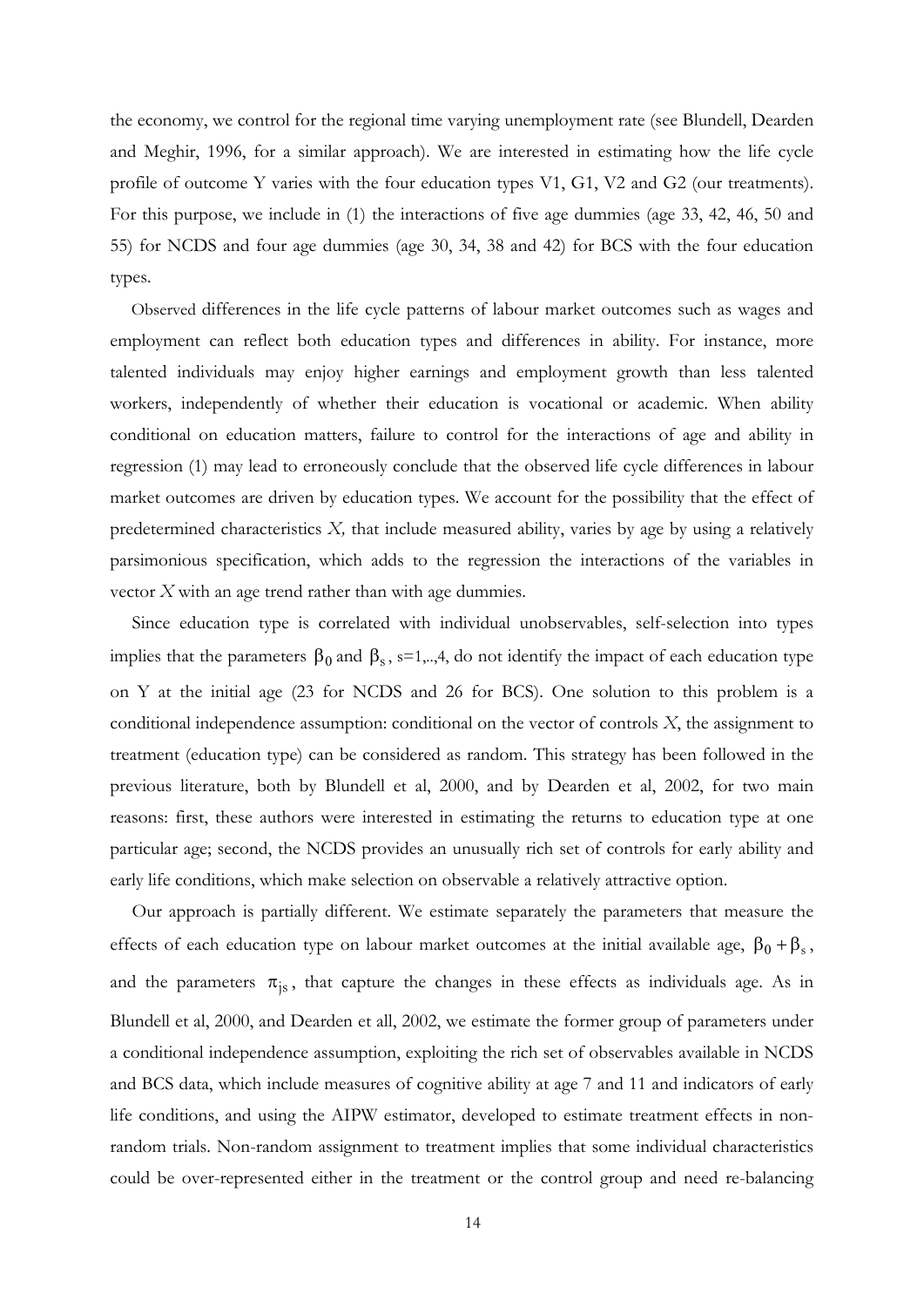the economy, we control for the regional time varying unemployment rate (see Blundell, Dearden and Meghir, 1996, for a similar approach). We are interested in estimating how the life cycle profile of outcome Y varies with the four education types V1, G1, V2 and G2 (our treatments). For this purpose, we include in (1) the interactions of five age dummies (age 33, 42, 46, 50 and 55) for NCDS and four age dummies (age 30, 34, 38 and 42) for BCS with the four education types.

Observed differences in the life cycle patterns of labour market outcomes such as wages and employment can reflect both education types and differences in ability. For instance, more talented individuals may enjoy higher earnings and employment growth than less talented workers, independently of whether their education is vocational or academic. When ability conditional on education matters, failure to control for the interactions of age and ability in regression (1) may lead to erroneously conclude that the observed life cycle differences in labour market outcomes are driven by education types. We account for the possibility that the effect of predetermined characteristics *X,* that include measured ability, varies by age by using a relatively parsimonious specification, which adds to the regression the interactions of the variables in vector *X* with an age trend rather than with age dummies.

Since education type is correlated with individual unobservables, self-selection into types implies that the parameters $\beta_0$ and $\beta_s$, s=1,..,4, do not identify the impact of each education type on Y at the initial age (23 for NCDS and 26 for BCS). One solution to this problem is a conditional independence assumption: conditional on the vector of controls *X*, the assignment to treatment (education type) can be considered as random. This strategy has been followed in the previous literature, both by Blundell et al, 2000, and by Dearden et al, 2002, for two main reasons: first, these authors were interested in estimating the returns to education type at one particular age; second, the NCDS provides an unusually rich set of controls for early ability and early life conditions, which make selection on observable a relatively attractive option.

Our approach is partially different. We estimate separately the parameters that measure the effects of each education type on labour market outcomes at the initial available age, $\beta_0 + \beta_s$, and the parameters $\pi_{js}$, that capture the changes in these effects as individuals age. As in Blundell et al, 2000, and Dearden et all, 2002, we estimate the former group of parameters under a conditional independence assumption, exploiting the rich set of observables available in NCDS and BCS data, which include measures of cognitive ability at age 7 and 11 and indicators of early life conditions, and using the AIPW estimator, developed to estimate treatment effects in non-random trials. Non-random assignment to treatment implies that some individual characteristics could be over-represented either in the treatment or the control group and need re-balancing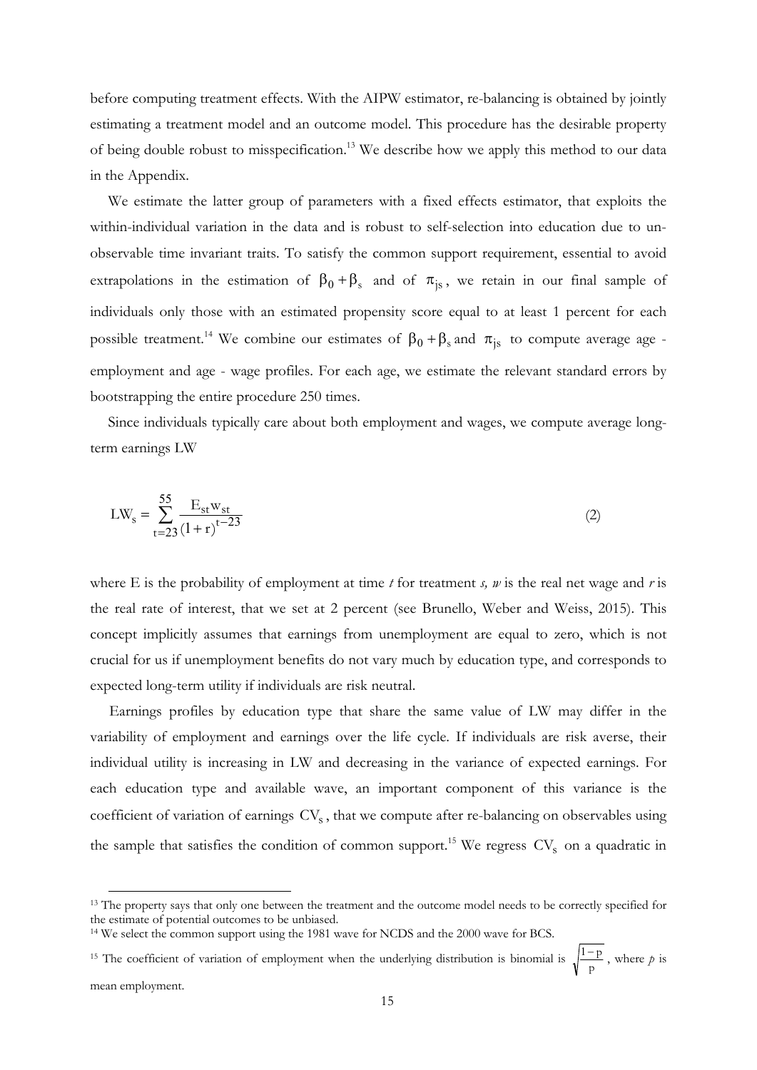before computing treatment effects. With the AIPW estimator, re-balancing is obtained by jointly estimating a treatment model and an outcome model. This procedure has the desirable property of being double robust to misspecification.[13] We describe how we apply this method to our data in the Appendix.

We estimate the latter group of parameters with a fixed effects estimator, that exploits the within-individual variation in the data and is robust to self-selection into education due to unobservable time invariant traits. To satisfy the common support requirement, essential to avoid extrapolations in the estimation of $\beta_0 + \beta_s$ and of $\pi_{js}$, we retain in our final sample of individuals only those with an estimated propensity score equal to at least 1 percent for each possible treatment.[14] We combine our estimates of $\beta_0 + \beta_s$ and $\pi_{js}$ to compute average age - employment and age - wage profiles. For each age, we estimate the relevant standard errors by bootstrapping the entire procedure 250 times.

Since individuals typically care about both employment and wages, we compute average long-term earnings LW

$$LW_s = \sum_{t=23}^{55} \frac{E_{st} w_{st}}{(1+r)^{t-23}} \tag{2}$$

where E is the probability of employment at time *t* for treatment *s, w* is the real net wage and *r* is the real rate of interest, that we set at 2 percent (see Brunello, Weber and Weiss, 2015). This concept implicitly assumes that earnings from unemployment are equal to zero, which is not crucial for us if unemployment benefits do not vary much by education type, and corresponds to expected long-term utility if individuals are risk neutral.

Earnings profiles by education type that share the same value of LW may differ in the variability of employment and earnings over the life cycle. If individuals are risk averse, their individual utility is increasing in LW and decreasing in the variance of expected earnings. For each education type and available wave, an important component of this variance is the coefficient of variation of earnings $CV_s$, that we compute after re-balancing on observables using the sample that satisfies the condition of common support.[15] We regress $CV_s$ on a quadratic in

[13] The property says that only one between the treatment and the outcome model needs to be correctly specified for the estimate of potential outcomes to be unbiased.

[14] We select the common support using the 1981 wave for NCDS and the 2000 wave for BCS.

[15] The coefficient of variation of employment when the underlying distribution is binomial is $\sqrt{\frac{1-p}{p}}$, where *p* is mean employment.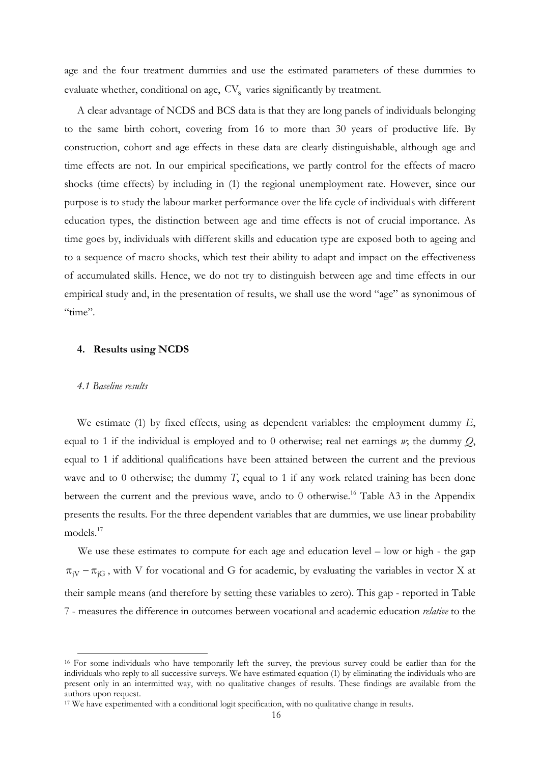age and the four treatment dummies and use the estimated parameters of these dummies to evaluate whether, conditional on age, $CV_s$ varies significantly by treatment.

A clear advantage of NCDS and BCS data is that they are long panels of individuals belonging to the same birth cohort, covering from 16 to more than 30 years of productive life. By construction, cohort and age effects in these data are clearly distinguishable, although age and time effects are not. In our empirical specifications, we partly control for the effects of macro shocks (time effects) by including in (1) the regional unemployment rate. However, since our purpose is to study the labour market performance over the life cycle of individuals with different education types, the distinction between age and time effects is not of crucial importance. As time goes by, individuals with different skills and education type are exposed both to ageing and to a sequence of macro shocks, which test their ability to adapt and impact on the effectiveness of accumulated skills. Hence, we do not try to distinguish between age and time effects in our empirical study and, in the presentation of results, we shall use the word "age" as synonimous of "time".

## 4. Results using NCDS

### *4.1 Baseline results*

We estimate (1) by fixed effects, using as dependent variables: the employment dummy $E$, equal to 1 if the individual is employed and to 0 otherwise; real net earnings $w$; the dummy $Q$, equal to 1 if additional qualifications have been attained between the current and the previous wave and to 0 otherwise; the dummy $T$, equal to 1 if any work related training has been done between the current and the previous wave, ando to 0 otherwise.[16] Table A3 in the Appendix presents the results. For the three dependent variables that are dummies, we use linear probability models.[17]

We use these estimates to compute for each age and education level – low or high - the gap $\pi_{jV} - \pi_{jG}$, with V for vocational and G for academic, by evaluating the variables in vector X at their sample means (and therefore by setting these variables to zero). This gap - reported in Table 7 - measures the difference in outcomes between vocational and academic education *relative* to the

---

[16] For some individuals who have temporarily left the survey, the previous survey could be earlier than for the individuals who reply to all successive surveys. We have estimated equation (1) by eliminating the individuals who are present only in an intermitted way, with no qualitative changes of results. These findings are available from the authors upon request.

[17] We have experimented with a conditional logit specification, with no qualitative change in results.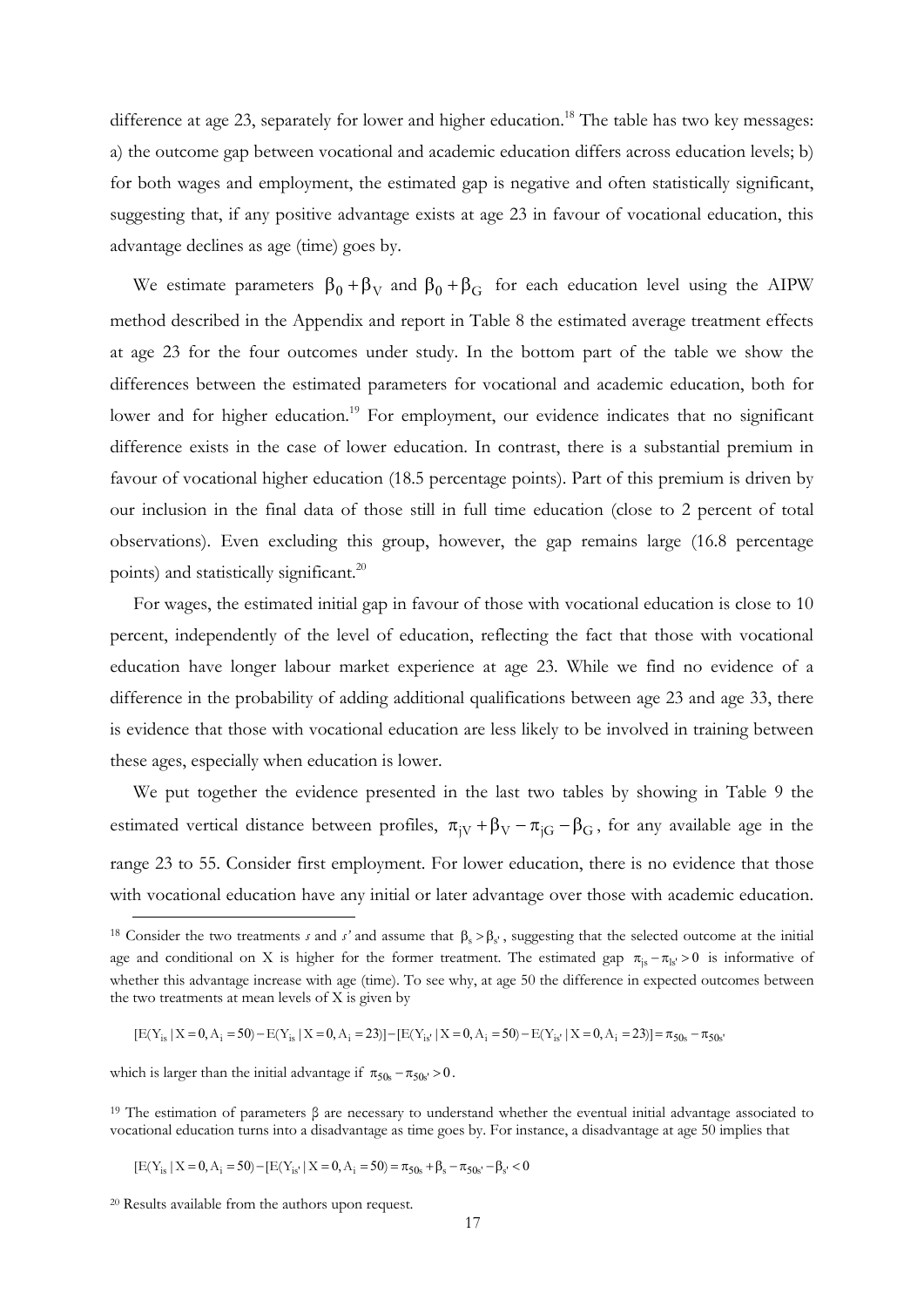difference at age 23, separately for lower and higher education.[18] The table has two key messages: a) the outcome gap between vocational and academic education differs across education levels; b) for both wages and employment, the estimated gap is negative and often statistically significant, suggesting that, if any positive advantage exists at age 23 in favour of vocational education, this advantage declines as age (time) goes by.

We estimate parameters $\beta_0 + \beta_V$ and $\beta_0 + \beta_G$ for each education level using the AIPW method described in the Appendix and report in Table 8 the estimated average treatment effects at age 23 for the four outcomes under study. In the bottom part of the table we show the differences between the estimated parameters for vocational and academic education, both for lower and for higher education.[19] For employment, our evidence indicates that no significant difference exists in the case of lower education. In contrast, there is a substantial premium in favour of vocational higher education (18.5 percentage points). Part of this premium is driven by our inclusion in the final data of those still in full time education (close to 2 percent of total observations). Even excluding this group, however, the gap remains large (16.8 percentage points) and statistically significant.[20]

For wages, the estimated initial gap in favour of those with vocational education is close to 10 percent, independently of the level of education, reflecting the fact that those with vocational education have longer labour market experience at age 23. While we find no evidence of a difference in the probability of adding additional qualifications between age 23 and age 33, there is evidence that those with vocational education are less likely to be involved in training between these ages, especially when education is lower.

We put together the evidence presented in the last two tables by showing in Table 9 the estimated vertical distance between profiles, $\pi_{jV} + \beta_V - \pi_{jG} - \beta_G$, for any available age in the range 23 to 55. Consider first employment. For lower education, there is no evidence that those with vocational education have any initial or later advantage over those with academic education.

---

[18] Consider the two treatments $s$ and $s'$ and assume that $\beta_s > \beta_{s'}$, suggesting that the selected outcome at the initial age and conditional on X is higher for the former treatment. The estimated gap $\pi_{js} - \pi_{js'} > 0$ is informative of whether this advantage increase with age (time). To see why, at age 50 the difference in expected outcomes between the two treatments at mean levels of X is given by

$$[E(Y_{is} \mid X = 0, A_i = 50) - E(Y_{is} \mid X = 0, A_i = 23)] - [E(Y_{is'} \mid X = 0, A_i = 50) - E(Y_{is'} \mid X = 0, A_i = 23)] = \pi_{50s} - \pi_{50s'}$$

which is larger than the initial advantage if $\pi_{50s} - \pi_{50s'} > 0$.

[19] The estimation of parameters β are necessary to understand whether the eventual initial advantage associated to vocational education turns into a disadvantage as time goes by. For instance, a disadvantage at age 50 implies that

$$[E(Y_{is} \mid X = 0, A_i = 50) - [E(Y_{is'} \mid X = 0, A_i = 50) = \pi_{50s} + \beta_s - \pi_{50s'} - \beta_{s'} < 0$$

[20] Results available from the authors upon request.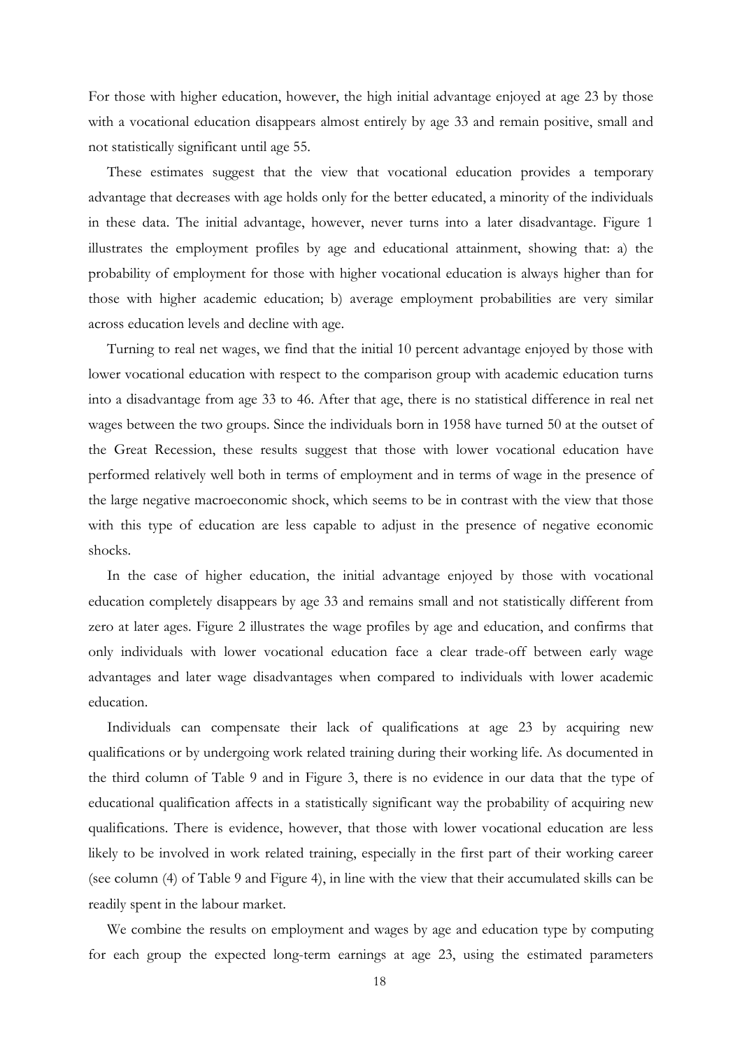For those with higher education, however, the high initial advantage enjoyed at age 23 by those with a vocational education disappears almost entirely by age 33 and remain positive, small and not statistically significant until age 55.

These estimates suggest that the view that vocational education provides a temporary advantage that decreases with age holds only for the better educated, a minority of the individuals in these data. The initial advantage, however, never turns into a later disadvantage. Figure 1 illustrates the employment profiles by age and educational attainment, showing that: a) the probability of employment for those with higher vocational education is always higher than for those with higher academic education; b) average employment probabilities are very similar across education levels and decline with age.

Turning to real net wages, we find that the initial 10 percent advantage enjoyed by those with lower vocational education with respect to the comparison group with academic education turns into a disadvantage from age 33 to 46. After that age, there is no statistical difference in real net wages between the two groups. Since the individuals born in 1958 have turned 50 at the outset of the Great Recession, these results suggest that those with lower vocational education have performed relatively well both in terms of employment and in terms of wage in the presence of the large negative macroeconomic shock, which seems to be in contrast with the view that those with this type of education are less capable to adjust in the presence of negative economic shocks.

In the case of higher education, the initial advantage enjoyed by those with vocational education completely disappears by age 33 and remains small and not statistically different from zero at later ages. Figure 2 illustrates the wage profiles by age and education, and confirms that only individuals with lower vocational education face a clear trade-off between early wage advantages and later wage disadvantages when compared to individuals with lower academic education.

Individuals can compensate their lack of qualifications at age 23 by acquiring new qualifications or by undergoing work related training during their working life. As documented in the third column of Table 9 and in Figure 3, there is no evidence in our data that the type of educational qualification affects in a statistically significant way the probability of acquiring new qualifications. There is evidence, however, that those with lower vocational education are less likely to be involved in work related training, especially in the first part of their working career (see column (4) of Table 9 and Figure 4), in line with the view that their accumulated skills can be readily spent in the labour market.

We combine the results on employment and wages by age and education type by computing for each group the expected long-term earnings at age 23, using the estimated parameters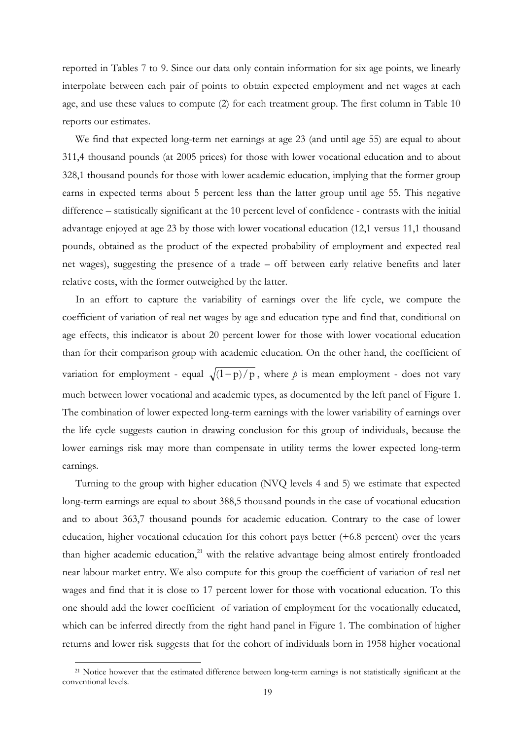reported in Tables 7 to 9. Since our data only contain information for six age points, we linearly interpolate between each pair of points to obtain expected employment and net wages at each age, and use these values to compute (2) for each treatment group. The first column in Table 10 reports our estimates.

We find that expected long-term net earnings at age 23 (and until age 55) are equal to about 311,4 thousand pounds (at 2005 prices) for those with lower vocational education and to about 328,1 thousand pounds for those with lower academic education, implying that the former group earns in expected terms about 5 percent less than the latter group until age 55. This negative difference – statistically significant at the 10 percent level of confidence - contrasts with the initial advantage enjoyed at age 23 by those with lower vocational education (12,1 versus 11,1 thousand pounds, obtained as the product of the expected probability of employment and expected real net wages), suggesting the presence of a trade – off between early relative benefits and later relative costs, with the former outweighed by the latter.

In an effort to capture the variability of earnings over the life cycle, we compute the coefficient of variation of real net wages by age and education type and find that, conditional on age effects, this indicator is about 20 percent lower for those with lower vocational education than for their comparison group with academic education. On the other hand, the coefficient of variation for employment - equal $\sqrt{(1-p)/p}$, where $p$ is mean employment - does not vary much between lower vocational and academic types, as documented by the left panel of Figure 1. The combination of lower expected long-term earnings with the lower variability of earnings over the life cycle suggests caution in drawing conclusion for this group of individuals, because the lower earnings risk may more than compensate in utility terms the lower expected long-term earnings.

Turning to the group with higher education (NVQ levels 4 and 5) we estimate that expected long-term earnings are equal to about 388,5 thousand pounds in the case of vocational education and to about 363,7 thousand pounds for academic education. Contrary to the case of lower education, higher vocational education for this cohort pays better (+6.8 percent) over the years than higher academic education,[21] with the relative advantage being almost entirely frontloaded near labour market entry. We also compute for this group the coefficient of variation of real net wages and find that it is close to 17 percent lower for those with vocational education. To this one should add the lower coefficient of variation of employment for the vocationally educated, which can be inferred directly from the right hand panel in Figure 1. The combination of higher returns and lower risk suggests that for the cohort of individuals born in 1958 higher vocational

[21] Notice however that the estimated difference between long-term earnings is not statistically significant at the conventional levels.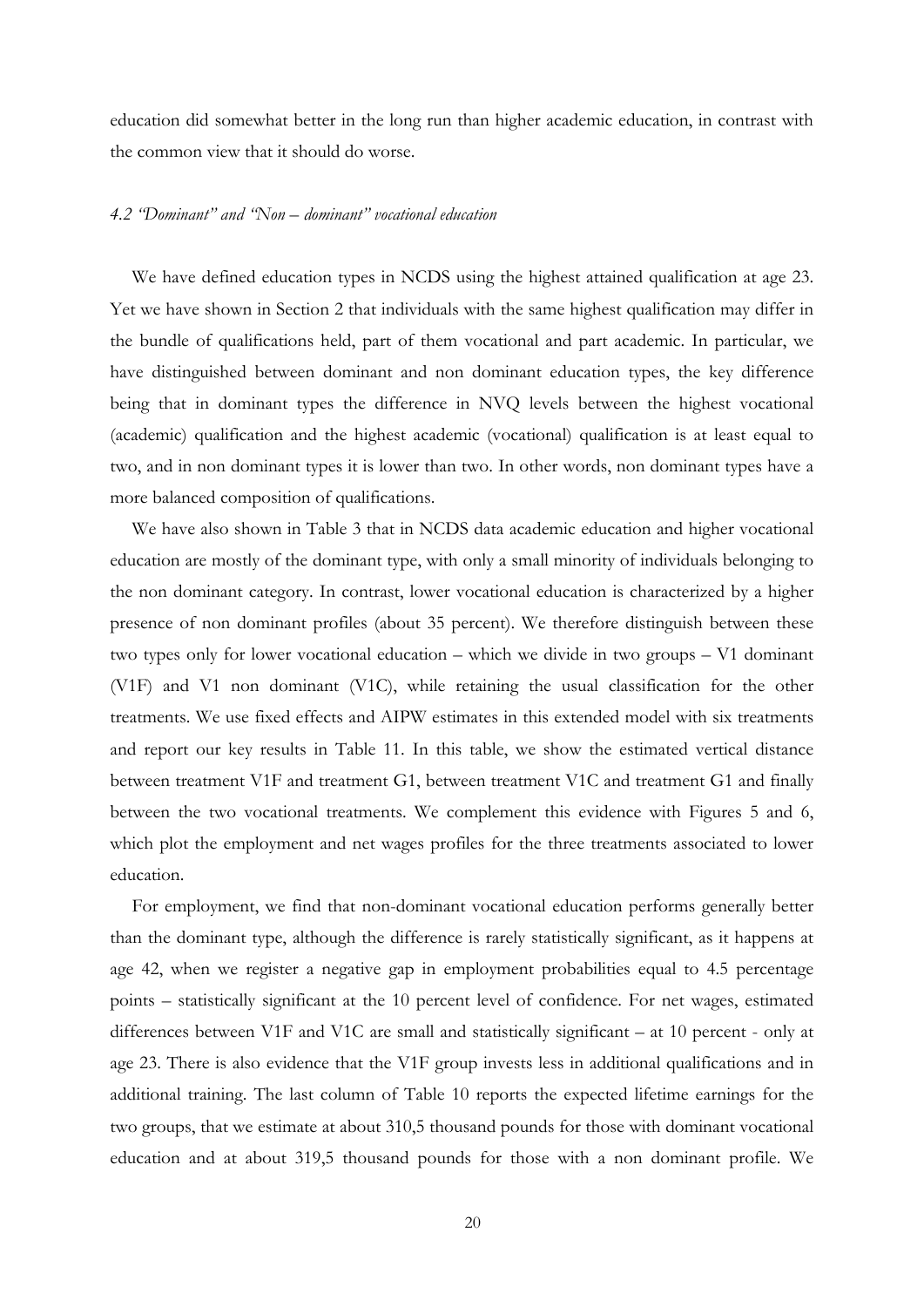education did somewhat better in the long run than higher academic education, in contrast with the common view that it should do worse.

### *4.2 "Dominant" and "Non – dominant" vocational education*

We have defined education types in NCDS using the highest attained qualification at age 23. Yet we have shown in Section 2 that individuals with the same highest qualification may differ in the bundle of qualifications held, part of them vocational and part academic. In particular, we have distinguished between dominant and non dominant education types, the key difference being that in dominant types the difference in NVQ levels between the highest vocational (academic) qualification and the highest academic (vocational) qualification is at least equal to two, and in non dominant types it is lower than two. In other words, non dominant types have a more balanced composition of qualifications.

We have also shown in Table 3 that in NCDS data academic education and higher vocational education are mostly of the dominant type, with only a small minority of individuals belonging to the non dominant category. In contrast, lower vocational education is characterized by a higher presence of non dominant profiles (about 35 percent). We therefore distinguish between these two types only for lower vocational education – which we divide in two groups – V1 dominant (V1F) and V1 non dominant (V1C), while retaining the usual classification for the other treatments. We use fixed effects and AIPW estimates in this extended model with six treatments and report our key results in Table 11. In this table, we show the estimated vertical distance between treatment V1F and treatment G1, between treatment V1C and treatment G1 and finally between the two vocational treatments. We complement this evidence with Figures 5 and 6, which plot the employment and net wages profiles for the three treatments associated to lower education.

For employment, we find that non-dominant vocational education performs generally better than the dominant type, although the difference is rarely statistically significant, as it happens at age 42, when we register a negative gap in employment probabilities equal to 4.5 percentage points – statistically significant at the 10 percent level of confidence. For net wages, estimated differences between V1F and V1C are small and statistically significant – at 10 percent - only at age 23. There is also evidence that the V1F group invests less in additional qualifications and in additional training. The last column of Table 10 reports the expected lifetime earnings for the two groups, that we estimate at about 310,5 thousand pounds for those with dominant vocational education and at about 319,5 thousand pounds for those with a non dominant profile. We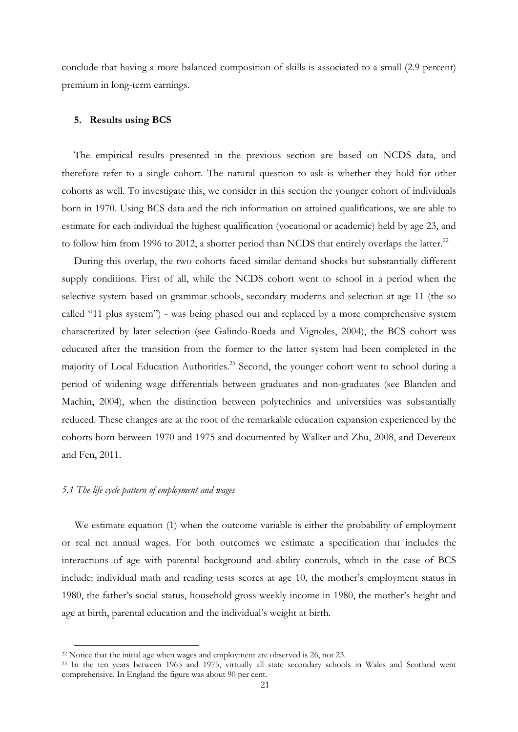conclude that having a more balanced composition of skills is associated to a small (2.9 percent) premium in long-term earnings.

## 5. Results using BCS

The empirical results presented in the previous section are based on NCDS data, and therefore refer to a single cohort. The natural question to ask is whether they hold for other cohorts as well. To investigate this, we consider in this section the younger cohort of individuals born in 1970. Using BCS data and the rich information on attained qualifications, we are able to estimate for each individual the highest qualification (vocational or academic) held by age 23, and to follow him from 1996 to 2012, a shorter period than NCDS that entirely overlaps the latter.[22]

During this overlap, the two cohorts faced similar demand shocks but substantially different supply conditions. First of all, while the NCDS cohort went to school in a period when the selective system based on grammar schools, secondary moderns and selection at age 11 (the so called "11 plus system") - was being phased out and replaced by a more comprehensive system characterized by later selection (see Galindo-Rueda and Vignoles, 2004), the BCS cohort was educated after the transition from the former to the latter system had been completed in the majority of Local Education Authorities.[23] Second, the younger cohort went to school during a period of widening wage differentials between graduates and non-graduates (see Blanden and Machin, 2004), when the distinction between polytechnics and universities was substantially reduced. These changes are at the root of the remarkable education expansion experienced by the cohorts born between 1970 and 1975 and documented by Walker and Zhu, 2008, and Devereux and Fen, 2011.

### *5.1 The life cycle pattern of employment and wages*

We estimate equation (1) when the outcome variable is either the probability of employment or real net annual wages. For both outcomes we estimate a specification that includes the interactions of age with parental background and ability controls, which in the case of BCS include: individual math and reading tests scores at age 10, the mother's employment status in 1980, the father's social status, household gross weekly income in 1980, the mother's height and age at birth, parental education and the individual's weight at birth.

---

[22] Notice that the initial age when wages and employment are observed is 26, not 23.

[23] In the ten years between 1965 and 1975, virtually all state secondary schools in Wales and Scotland went comprehensive. In England the figure was about 90 per cent.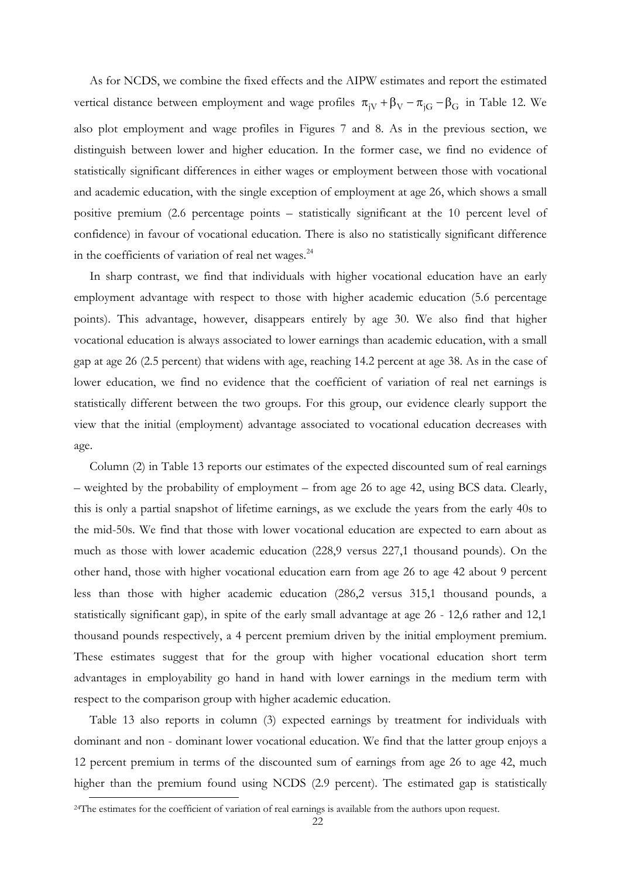As for NCDS, we combine the fixed effects and the AIPW estimates and report the estimated vertical distance between employment and wage profiles $\pi_{jV} + \beta_V - \pi_{jG} - \beta_G$ in Table 12. We also plot employment and wage profiles in Figures 7 and 8. As in the previous section, we distinguish between lower and higher education. In the former case, we find no evidence of statistically significant differences in either wages or employment between those with vocational and academic education, with the single exception of employment at age 26, which shows a small positive premium (2.6 percentage points – statistically significant at the 10 percent level of confidence) in favour of vocational education. There is also no statistically significant difference in the coefficients of variation of real net wages.[24]

In sharp contrast, we find that individuals with higher vocational education have an early employment advantage with respect to those with higher academic education (5.6 percentage points). This advantage, however, disappears entirely by age 30. We also find that higher vocational education is always associated to lower earnings than academic education, with a small gap at age 26 (2.5 percent) that widens with age, reaching 14.2 percent at age 38. As in the case of lower education, we find no evidence that the coefficient of variation of real net earnings is statistically different between the two groups. For this group, our evidence clearly support the view that the initial (employment) advantage associated to vocational education decreases with age.

Column (2) in Table 13 reports our estimates of the expected discounted sum of real earnings – weighted by the probability of employment – from age 26 to age 42, using BCS data. Clearly, this is only a partial snapshot of lifetime earnings, as we exclude the years from the early 40s to the mid-50s. We find that those with lower vocational education are expected to earn about as much as those with lower academic education (228,9 versus 227,1 thousand pounds). On the other hand, those with higher vocational education earn from age 26 to age 42 about 9 percent less than those with higher academic education (286,2 versus 315,1 thousand pounds, a statistically significant gap), in spite of the early small advantage at age 26 - 12,6 rather and 12,1 thousand pounds respectively, a 4 percent premium driven by the initial employment premium. These estimates suggest that for the group with higher vocational education short term advantages in employability go hand in hand with lower earnings in the medium term with respect to the comparison group with higher academic education.

Table 13 also reports in column (3) expected earnings by treatment for individuals with dominant and non - dominant lower vocational education. We find that the latter group enjoys a 12 percent premium in terms of the discounted sum of earnings from age 26 to age 42, much higher than the premium found using NCDS (2.9 percent). The estimated gap is statistically

[24] The estimates for the coefficient of variation of real earnings is available from the authors upon request.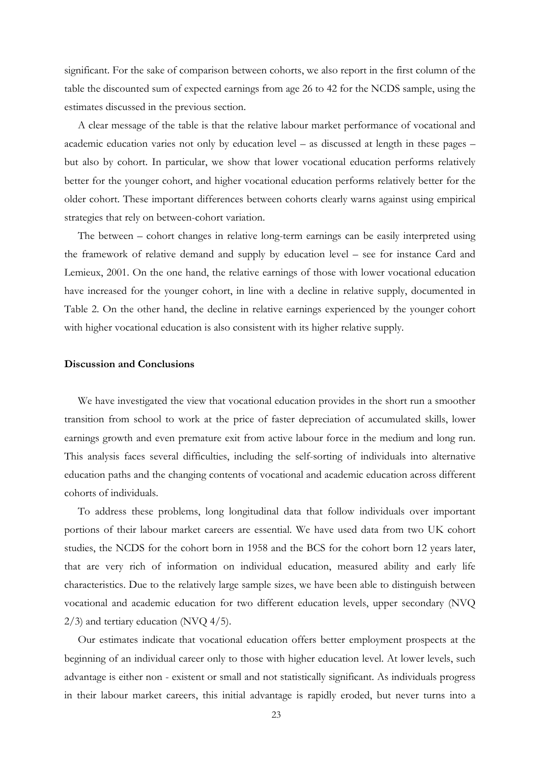significant. For the sake of comparison between cohorts, we also report in the first column of the table the discounted sum of expected earnings from age 26 to 42 for the NCDS sample, using the estimates discussed in the previous section.

A clear message of the table is that the relative labour market performance of vocational and academic education varies not only by education level – as discussed at length in these pages – but also by cohort. In particular, we show that lower vocational education performs relatively better for the younger cohort, and higher vocational education performs relatively better for the older cohort. These important differences between cohorts clearly warns against using empirical strategies that rely on between-cohort variation.

The between – cohort changes in relative long-term earnings can be easily interpreted using the framework of relative demand and supply by education level – see for instance Card and Lemieux, 2001. On the one hand, the relative earnings of those with lower vocational education have increased for the younger cohort, in line with a decline in relative supply, documented in Table 2. On the other hand, the decline in relative earnings experienced by the younger cohort with higher vocational education is also consistent with its higher relative supply.

**Discussion and Conclusions**

We have investigated the view that vocational education provides in the short run a smoother transition from school to work at the price of faster depreciation of accumulated skills, lower earnings growth and even premature exit from active labour force in the medium and long run. This analysis faces several difficulties, including the self-sorting of individuals into alternative education paths and the changing contents of vocational and academic education across different cohorts of individuals.

To address these problems, long longitudinal data that follow individuals over important portions of their labour market careers are essential. We have used data from two UK cohort studies, the NCDS for the cohort born in 1958 and the BCS for the cohort born 12 years later, that are very rich of information on individual education, measured ability and early life characteristics. Due to the relatively large sample sizes, we have been able to distinguish between vocational and academic education for two different education levels, upper secondary (NVQ 2/3) and tertiary education (NVQ 4/5).

Our estimates indicate that vocational education offers better employment prospects at the beginning of an individual career only to those with higher education level. At lower levels, such advantage is either non - existent or small and not statistically significant. As individuals progress in their labour market careers, this initial advantage is rapidly eroded, but never turns into a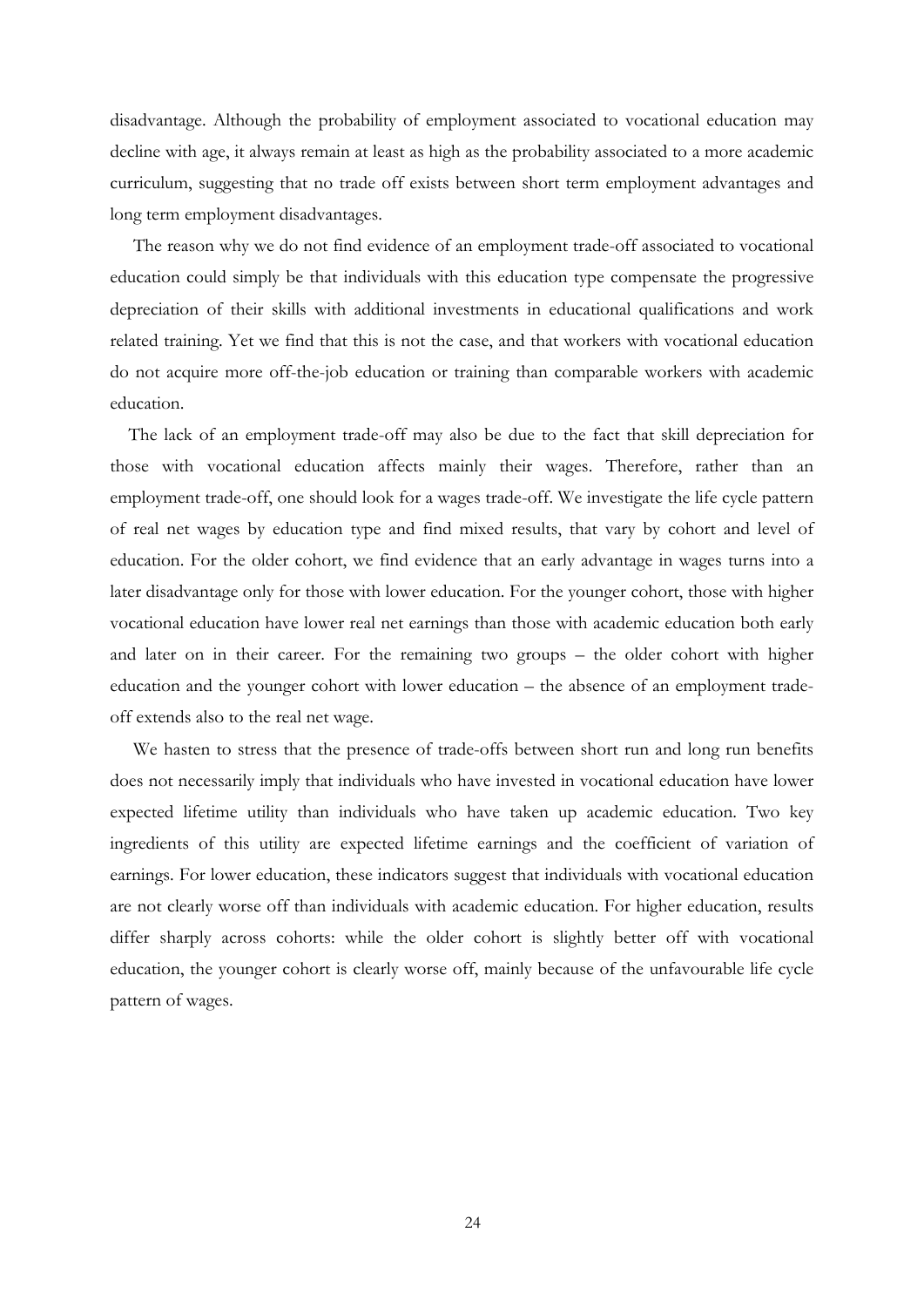disadvantage. Although the probability of employment associated to vocational education may decline with age, it always remain at least as high as the probability associated to a more academic curriculum, suggesting that no trade off exists between short term employment advantages and long term employment disadvantages.

The reason why we do not find evidence of an employment trade-off associated to vocational education could simply be that individuals with this education type compensate the progressive depreciation of their skills with additional investments in educational qualifications and work related training. Yet we find that this is not the case, and that workers with vocational education do not acquire more off-the-job education or training than comparable workers with academic education.

The lack of an employment trade-off may also be due to the fact that skill depreciation for those with vocational education affects mainly their wages. Therefore, rather than an employment trade-off, one should look for a wages trade-off. We investigate the life cycle pattern of real net wages by education type and find mixed results, that vary by cohort and level of education. For the older cohort, we find evidence that an early advantage in wages turns into a later disadvantage only for those with lower education. For the younger cohort, those with higher vocational education have lower real net earnings than those with academic education both early and later on in their career. For the remaining two groups – the older cohort with higher education and the younger cohort with lower education – the absence of an employment trade-off extends also to the real net wage.

We hasten to stress that the presence of trade-offs between short run and long run benefits does not necessarily imply that individuals who have invested in vocational education have lower expected lifetime utility than individuals who have taken up academic education. Two key ingredients of this utility are expected lifetime earnings and the coefficient of variation of earnings. For lower education, these indicators suggest that individuals with vocational education are not clearly worse off than individuals with academic education. For higher education, results differ sharply across cohorts: while the older cohort is slightly better off with vocational education, the younger cohort is clearly worse off, mainly because of the unfavourable life cycle pattern of wages.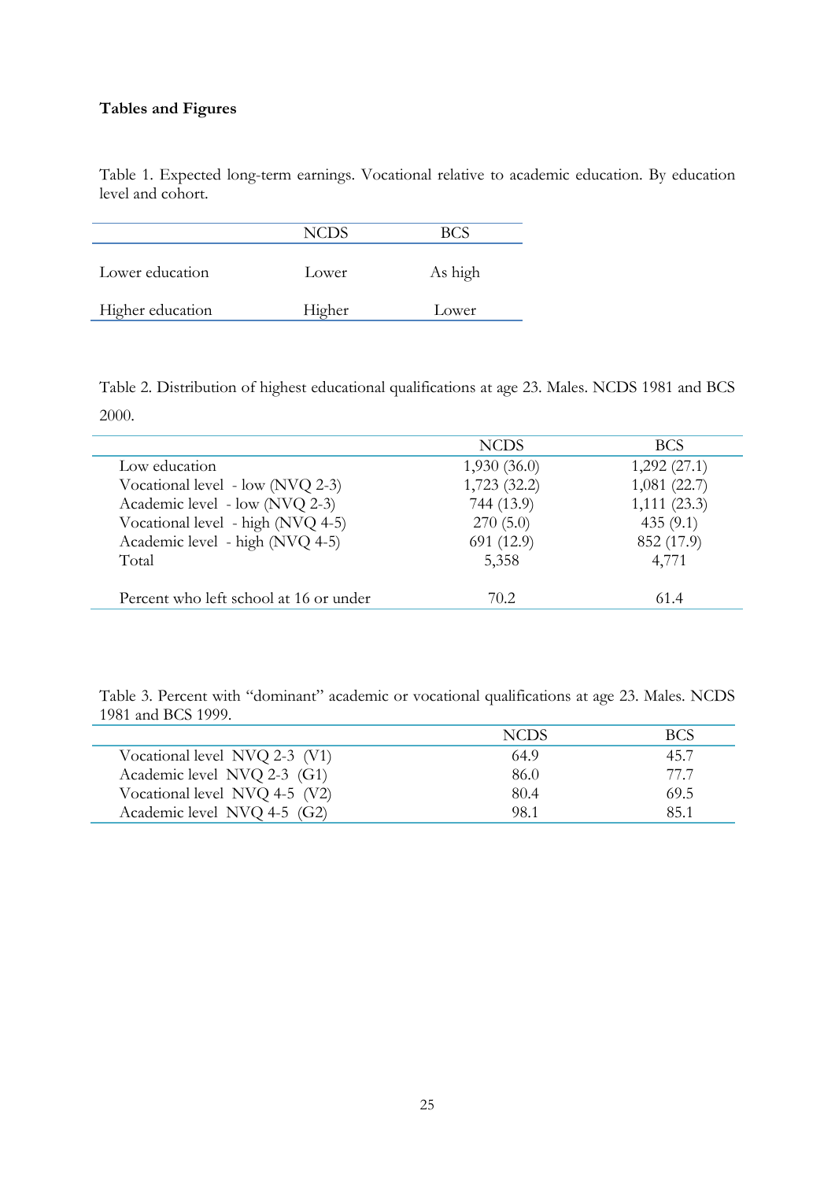**Tables and Figures**

Table 1. Expected long-term earnings. Vocational relative to academic education. By education level and cohort.

| | NCDS | BCS |
|---|---|---|
| Lower education | Lower | As high |
| Higher education | Higher | Lower |

Table 2. Distribution of highest educational qualifications at age 23. Males. NCDS 1981 and BCS 2000.

| | NCDS | BCS |
|---|---|---|
| Low education | 1,930 (36.0) | 1,292 (27.1) |
| Vocational level - low (NVQ 2-3) | 1,723 (32.2) | 1,081 (22.7) |
| Academic level - low (NVQ 2-3) | 744 (13.9) | 1,111 (23.3) |
| Vocational level - high (NVQ 4-5) | 270 (5.0) | 435 (9.1) |
| Academic level - high (NVQ 4-5) | 691 (12.9) | 852 (17.9) |
| Total | 5,358 | 4,771 |
| Percent who left school at 16 or under | 70.2 | 61.4 |

Table 3. Percent with "dominant" academic or vocational qualifications at age 23. Males. NCDS 1981 and BCS 1999.

| | NCDS | BCS |
|---|---|---|
| Vocational level NVQ 2-3 (V1) | 64.9 | 45.7 |
| Academic level NVQ 2-3 (G1) | 86.0 | 77.7 |
| Vocational level NVQ 4-5 (V2) | 80.4 | 69.5 |
| Academic level NVQ 4-5 (G2) | 98.1 | 85.1 |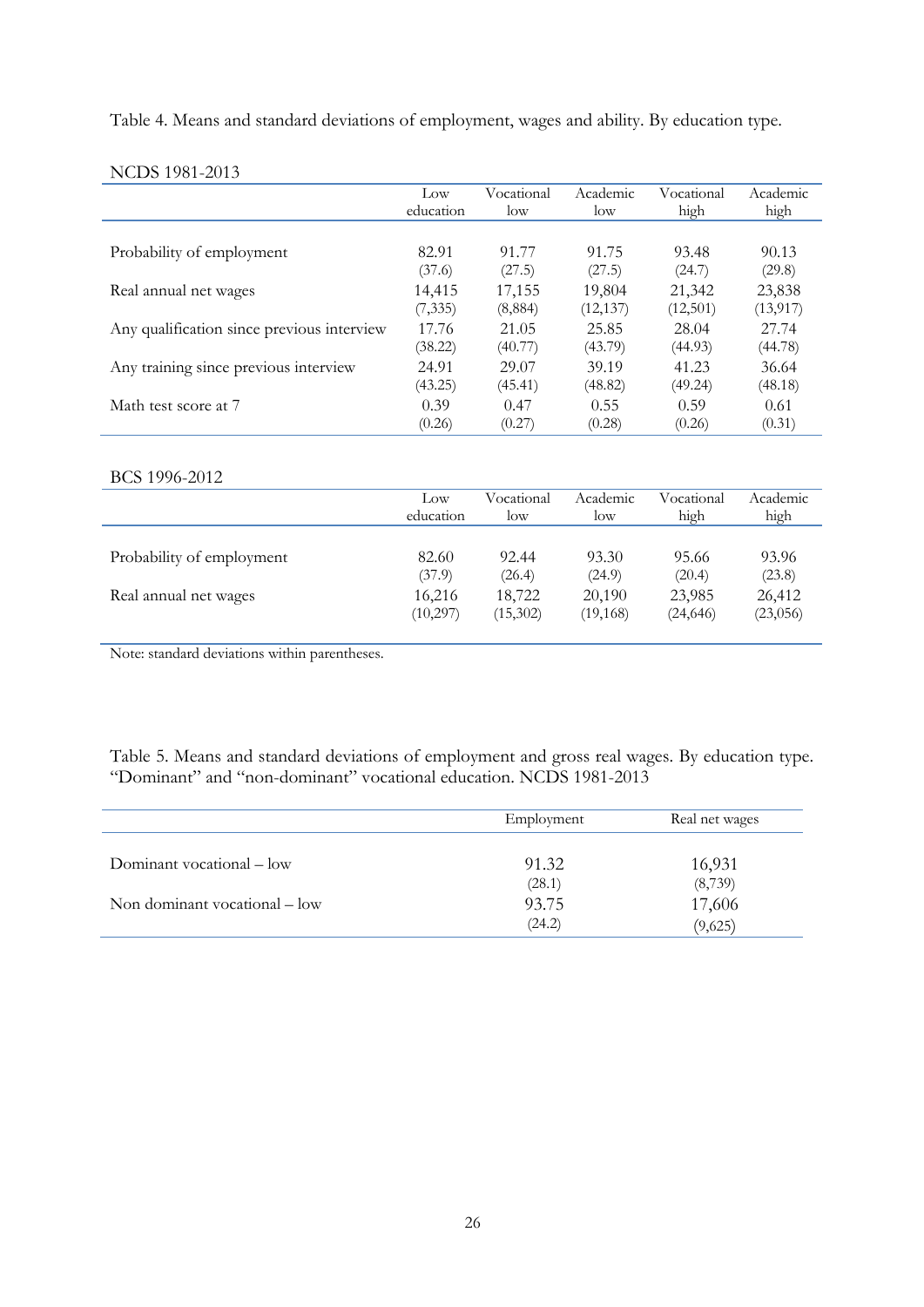Table 4. Means and standard deviations of employment, wages and ability. By education type.

NCDS 1981-2013

| | Low education | Vocational low | Academic low | Vocational high | Academic high |
|---|---|---|---|---|---|
| Probability of employment | 82.91 | 91.77 | 91.75 | 93.48 | 90.13 |
| | (37.6) | (27.5) | (27.5) | (24.7) | (29.8) |
| Real annual net wages | 14,415 | 17,155 | 19,804 | 21,342 | 23,838 |
| | (7,335) | (8,884) | (12,137) | (12,501) | (13,917) |
| Any qualification since previous interview | 17.76 | 21.05 | 25.85 | 28.04 | 27.74 |
| | (38.22) | (40.77) | (43.79) | (44.93) | (44.78) |
| Any training since previous interview | 24.91 | 29.07 | 39.19 | 41.23 | 36.64 |
| | (43.25) | (45.41) | (48.82) | (49.24) | (48.18) |
| Math test score at 7 | 0.39 | 0.47 | 0.55 | 0.59 | 0.61 |
| | (0.26) | (0.27) | (0.28) | (0.26) | (0.31) |

BCS 1996-2012

| | Low education | Vocational low | Academic low | Vocational high | Academic high |
|---|---|---|---|---|---|
| Probability of employment | 82.60 | 92.44 | 93.30 | 95.66 | 93.96 |
| | (37.9) | (26.4) | (24.9) | (20.4) | (23.8) |
| Real annual net wages | 16,216 | 18,722 | 20,190 | 23,985 | 26,412 |
| | (10,297) | (15,302) | (19,168) | (24,646) | (23,056) |

Note: standard deviations within parentheses.

Table 5. Means and standard deviations of employment and gross real wages. By education type. "Dominant" and "non-dominant" vocational education. NCDS 1981-2013

| | Employment | Real net wages |
|---|---|---|
| Dominant vocational – low | 91.32 | 16,931 |
| | (28.1) | (8,739) |
| Non dominant vocational – low | 93.75 | 17,606 |
| | (24.2) | (9,625) |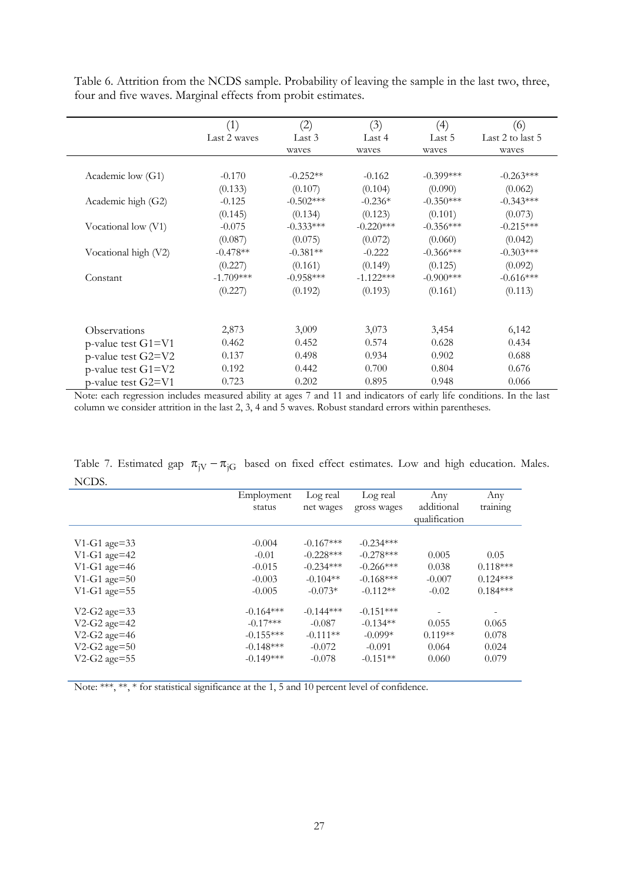Table 6. Attrition from the NCDS sample. Probability of leaving the sample in the last two, three, four and five waves. Marginal effects from probit estimates.

| | (1) Last 2 waves | (2) Last 3 waves | (3) Last 4 waves | (4) Last 5 waves | (6) Last 2 to last 5 waves |
|---|---|---|---|---|---|
| Academic low (G1) | -0.170 | -0.252** | -0.162 | -0.399*** | -0.263*** |
| | (0.133) | (0.107) | (0.104) | (0.090) | (0.062) |
| Academic high (G2) | -0.125 | -0.502*** | -0.236* | -0.350*** | -0.343*** |
| | (0.145) | (0.134) | (0.123) | (0.101) | (0.073) |
| Vocational low (V1) | -0.075 | -0.333*** | -0.220*** | -0.356*** | -0.215*** |
| | (0.087) | (0.075) | (0.072) | (0.060) | (0.042) |
| Vocational high (V2) | -0.478** | -0.381** | -0.222 | -0.366*** | -0.303*** |
| | (0.227) | (0.161) | (0.149) | (0.125) | (0.092) |
| Constant | -1.709*** | -0.958*** | -1.122*** | -0.900*** | -0.616*** |
| | (0.227) | (0.192) | (0.193) | (0.161) | (0.113) |
| Observations | 2,873 | 3,009 | 3,073 | 3,454 | 6,142 |
| p-value test G1=V1 | 0.462 | 0.452 | 0.574 | 0.628 | 0.434 |
| p-value test G2=V2 | 0.137 | 0.498 | 0.934 | 0.902 | 0.688 |
| p-value test G1=V2 | 0.192 | 0.442 | 0.700 | 0.804 | 0.676 |
| p-value test G2=V1 | 0.723 | 0.202 | 0.895 | 0.948 | 0.066 |

Note: each regression includes measured ability at ages 7 and 11 and indicators of early life conditions. In the last column we consider attrition in the last 2, 3, 4 and 5 waves. Robust standard errors within parentheses.

Table 7. Estimated gap $\pi_{jV} - \pi_{jG}$ based on fixed effect estimates. Low and high education. Males. NCDS.

| | Employment status | Log real net wages | Log real gross wages | Any additional qualification | Any training |
|---|---|---|---|---|---|
| V1-G1 age=33 | -0.004 | -0.167*** | -0.234*** | | |
| V1-G1 age=42 | -0.01 | -0.228*** | -0.278*** | 0.005 | 0.05 |
| V1-G1 age=46 | -0.015 | -0.234*** | -0.266*** | 0.038 | 0.118*** |
| V1-G1 age=50 | -0.003 | -0.104** | -0.168*** | -0.007 | 0.124*** |
| V1-G1 age=55 | -0.005 | -0.073* | -0.112** | -0.02 | 0.184*** |
| V2-G2 age=33 | -0.164*** | -0.144*** | -0.151*** | - | - |
| V2-G2 age=42 | -0.17*** | -0.087 | -0.134** | 0.055 | 0.065 |
| V2-G2 age=46 | -0.155*** | -0.111** | -0.099* | 0.119** | 0.078 |
| V2-G2 age=50 | -0.148*** | -0.072 | -0.091 | 0.064 | 0.024 |
| V2-G2 age=55 | -0.149*** | -0.078 | -0.151** | 0.060 | 0.079 |

Note: ***, **, * for statistical significance at the 1, 5 and 10 percent level of confidence.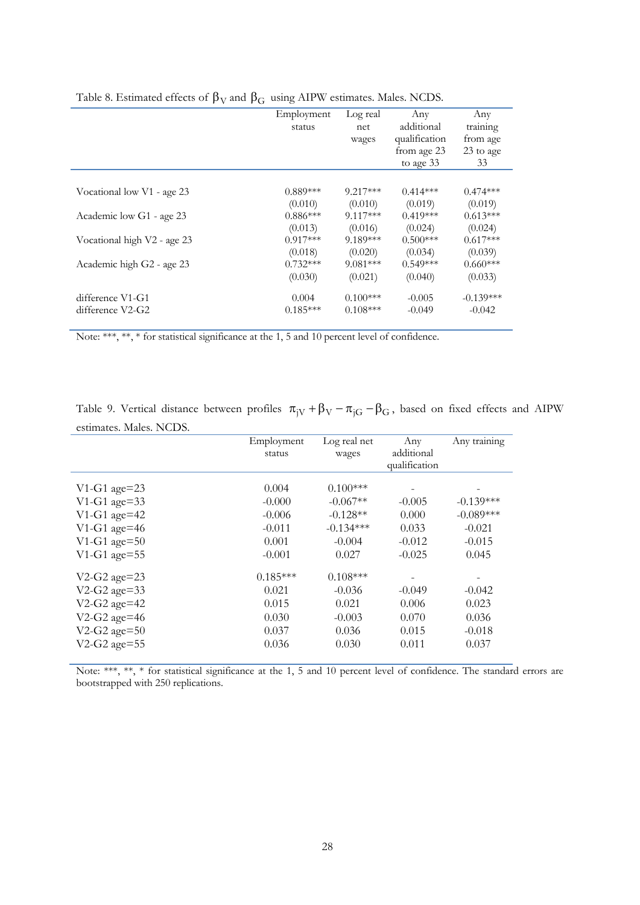Table 8. Estimated effects of $\beta_V$ and $\beta_G$ using AIPW estimates. Males. NCDS.

| | Employment status | Log real net wages | Any additional qualification from age 23 to age 33 | Any training from age 23 to age 33 |
|---|---|---|---|---|
| Vocational low V1 - age 23 | 0.889*** | 9.217*** | 0.414*** | 0.474*** |
| | (0.010) | (0.010) | (0.019) | (0.019) |
| Academic low G1 - age 23 | 0.886*** | 9.117*** | 0.419*** | 0.613*** |
| | (0.013) | (0.016) | (0.024) | (0.024) |
| Vocational high V2 - age 23 | 0.917*** | 9.189*** | 0.500*** | 0.617*** |
| | (0.018) | (0.020) | (0.034) | (0.039) |
| Academic high G2 - age 23 | 0.732*** | 9.081*** | 0.549*** | 0.660*** |
| | (0.030) | (0.021) | (0.040) | (0.033) |
| difference V1-G1 | 0.004 | 0.100*** | -0.005 | -0.139*** |
| difference V2-G2 | 0.185*** | 0.108*** | -0.049 | -0.042 |

Note: ***, **, * for statistical significance at the 1, 5 and 10 percent level of confidence.

Table 9. Vertical distance between profiles $\pi_{jV} + \beta_V - \pi_{jG} - \beta_G$, based on fixed effects and AIPW estimates. Males. NCDS.

| | Employment status | Log real net wages | Any additional qualification | Any training |
|---|---|---|---|---|
| V1-G1 age=23 | 0.004 | 0.100*** | - | - |
| V1-G1 age=33 | -0.000 | -0.067** | -0.005 | -0.139*** |
| V1-G1 age=42 | -0.006 | -0.128** | 0.000 | -0.089*** |
| V1-G1 age=46 | -0.011 | -0.134*** | 0.033 | -0.021 |
| V1-G1 age=50 | 0.001 | -0.004 | -0.012 | -0.015 |
| V1-G1 age=55 | -0.001 | 0.027 | -0.025 | 0.045 |
| V2-G2 age=23 | 0.185*** | 0.108*** | - | - |
| V2-G2 age=33 | 0.021 | -0.036 | -0.049 | -0.042 |
| V2-G2 age=42 | 0.015 | 0.021 | 0.006 | 0.023 |
| V2-G2 age=46 | 0.030 | -0.003 | 0.070 | 0.036 |
| V2-G2 age=50 | 0.037 | 0.036 | 0.015 | -0.018 |
| V2-G2 age=55 | 0.036 | 0.030 | 0.011 | 0.037 |

Note: ***, **, * for statistical significance at the 1, 5 and 10 percent level of confidence. The standard errors are bootstrapped with 250 replications.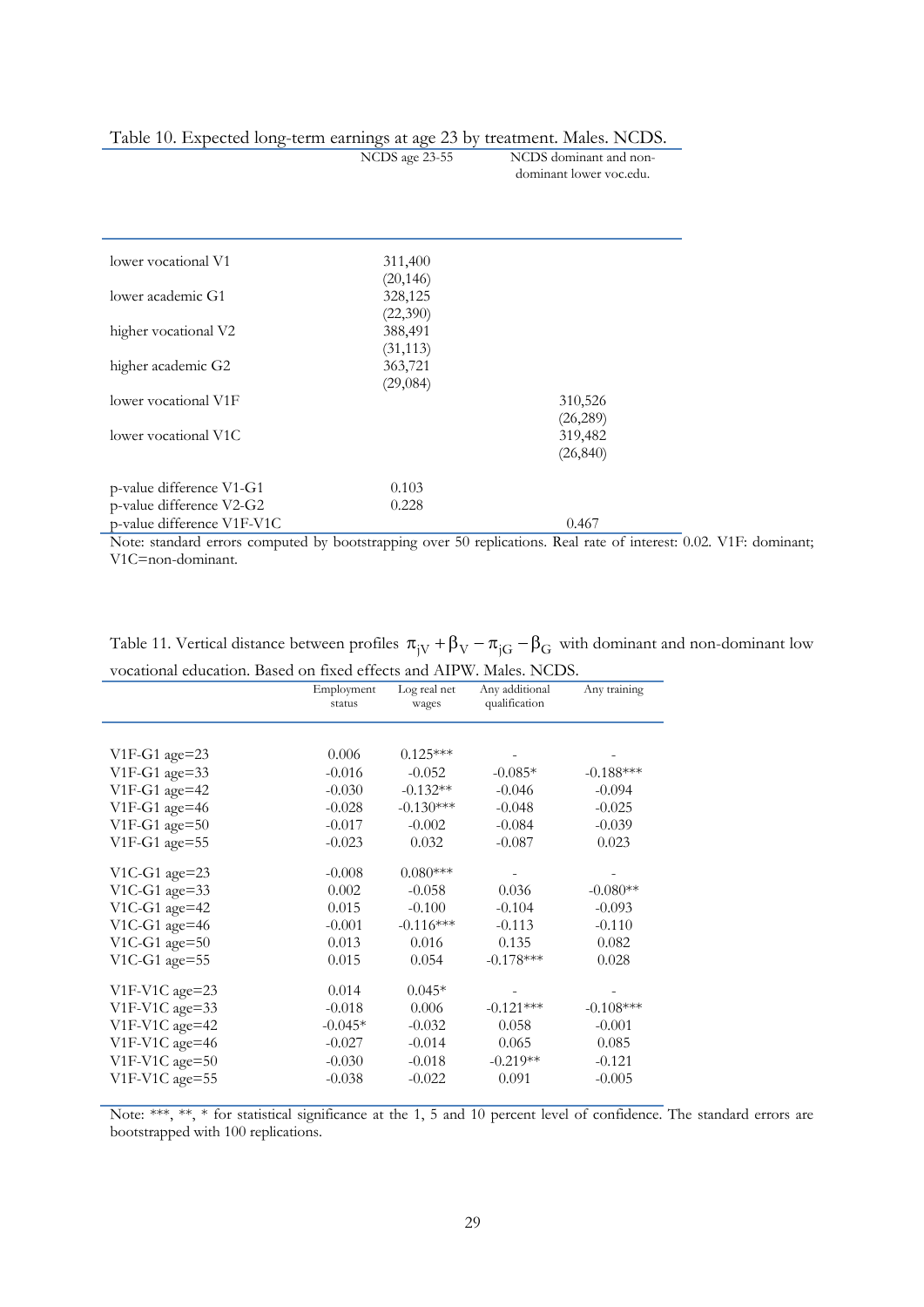Table 10. Expected long-term earnings at age 23 by treatment. Males. NCDS.

| | NCDS age 23-55 | NCDS dominant and non-dominant lower voc.edu. |
|---|---|---|
| lower vocational V1 | 311,400 | |
| | (20,146) | |
| lower academic G1 | 328,125 | |
| | (22,390) | |
| higher vocational V2 | 388,491 | |
| | (31,113) | |
| higher academic G2 | 363,721 | |
| | (29,084) | |
| lower vocational V1F | | 310,526 |
| | | (26,289) |
| lower vocational V1C | | 319,482 |
| | | (26,840) |
| p-value difference V1-G1 | 0.103 | |
| p-value difference V2-G2 | 0.228 | |
| p-value difference V1F-V1C | | 0.467 |

Note: standard errors computed by bootstrapping over 50 replications. Real rate of interest: 0.02. V1F: dominant; V1C=non-dominant.

Table 11. Vertical distance between profiles $\pi_{jV} + \beta_V - \pi_{jG} - \beta_G$ with dominant and non-dominant low vocational education. Based on fixed effects and AIPW. Males. NCDS.

| | Employment status | Log real net wages | Any additional qualification | Any training |
|---|---|---|---|---|
| V1F-G1 age=23 | 0.006 | 0.125*** | - | - |
| V1F-G1 age=33 | -0.016 | -0.052 | -0.085* | -0.188*** |
| V1F-G1 age=42 | -0.030 | -0.132** | -0.046 | -0.094 |
| V1F-G1 age=46 | -0.028 | -0.130*** | -0.048 | -0.025 |
| V1F-G1 age=50 | -0.017 | -0.002 | -0.084 | -0.039 |
| V1F-G1 age=55 | -0.023 | 0.032 | -0.087 | 0.023 |
| V1C-G1 age=23 | -0.008 | 0.080*** | - | - |
| V1C-G1 age=33 | 0.002 | -0.058 | 0.036 | -0.080** |
| V1C-G1 age=42 | 0.015 | -0.100 | -0.104 | -0.093 |
| V1C-G1 age=46 | -0.001 | -0.116*** | -0.113 | -0.110 |
| V1C-G1 age=50 | 0.013 | 0.016 | 0.135 | 0.082 |
| V1C-G1 age=55 | 0.015 | 0.054 | -0.178*** | 0.028 |
| V1F-V1C age=23 | 0.014 | 0.045* | - | - |
| V1F-V1C age=33 | -0.018 | 0.006 | -0.121*** | -0.108*** |
| V1F-V1C age=42 | -0.045* | -0.032 | 0.058 | -0.001 |
| V1F-V1C age=46 | -0.027 | -0.014 | 0.065 | 0.085 |
| V1F-V1C age=50 | -0.030 | -0.018 | -0.219** | -0.121 |
| V1F-V1C age=55 | -0.038 | -0.022 | 0.091 | -0.005 |

Note: ***, **, * for statistical significance at the 1, 5 and 10 percent level of confidence. The standard errors are bootstrapped with 100 replications.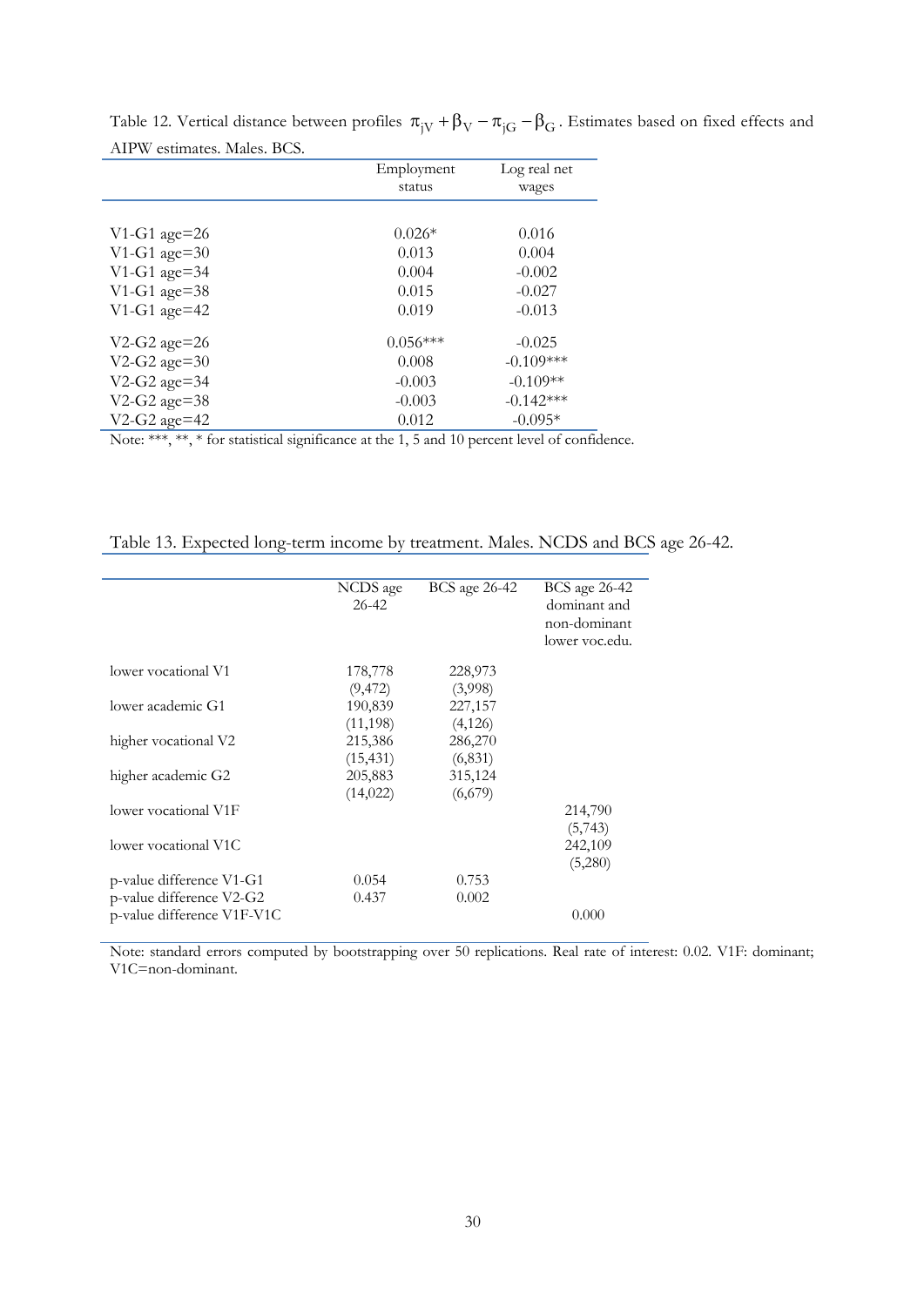Table 12. Vertical distance between profiles $\pi_{jV} + \beta_V - \pi_{jG} - \beta_G$. Estimates based on fixed effects and AIPW estimates. Males. BCS.

| | Employment status | Log real net wages |
|---|---|---|
| V1-G1 age=26 | 0.026* | 0.016 |
| V1-G1 age=30 | 0.013 | 0.004 |
| V1-G1 age=34 | 0.004 | -0.002 |
| V1-G1 age=38 | 0.015 | -0.027 |
| V1-G1 age=42 | 0.019 | -0.013 |
| V2-G2 age=26 | 0.056*** | -0.025 |
| V2-G2 age=30 | 0.008 | -0.109*** |
| V2-G2 age=34 | -0.003 | -0.109** |
| V2-G2 age=38 | -0.003 | -0.142*** |
| V2-G2 age=42 | 0.012 | -0.095* |

Note: ***, **, * for statistical significance at the 1, 5 and 10 percent level of confidence.

Table 13. Expected long-term income by treatment. Males. NCDS and BCS age 26-42.

| | NCDS age 26-42 | BCS age 26-42 | BCS age 26-42 dominant and non-dominant lower voc.edu. |
|---|---|---|---|
| lower vocational V1 | 178,778 | 228,973 | |
| | (9,472) | (3,998) | |
| lower academic G1 | 190,839 | 227,157 | |
| | (11,198) | (4,126) | |
| higher vocational V2 | 215,386 | 286,270 | |
| | (15,431) | (6,831) | |
| higher academic G2 | 205,883 | 315,124 | |
| | (14,022) | (6,679) | |
| lower vocational V1F | | | 214,790 |
| | | | (5,743) |
| lower vocational V1C | | | 242,109 |
| | | | (5,280) |
| p-value difference V1-G1 | 0.054 | 0.753 | |
| p-value difference V2-G2 | 0.437 | 0.002 | |
| p-value difference V1F-V1C | | | 0.000 |

Note: standard errors computed by bootstrapping over 50 replications. Real rate of interest: 0.02. V1F: dominant; V1C=non-dominant.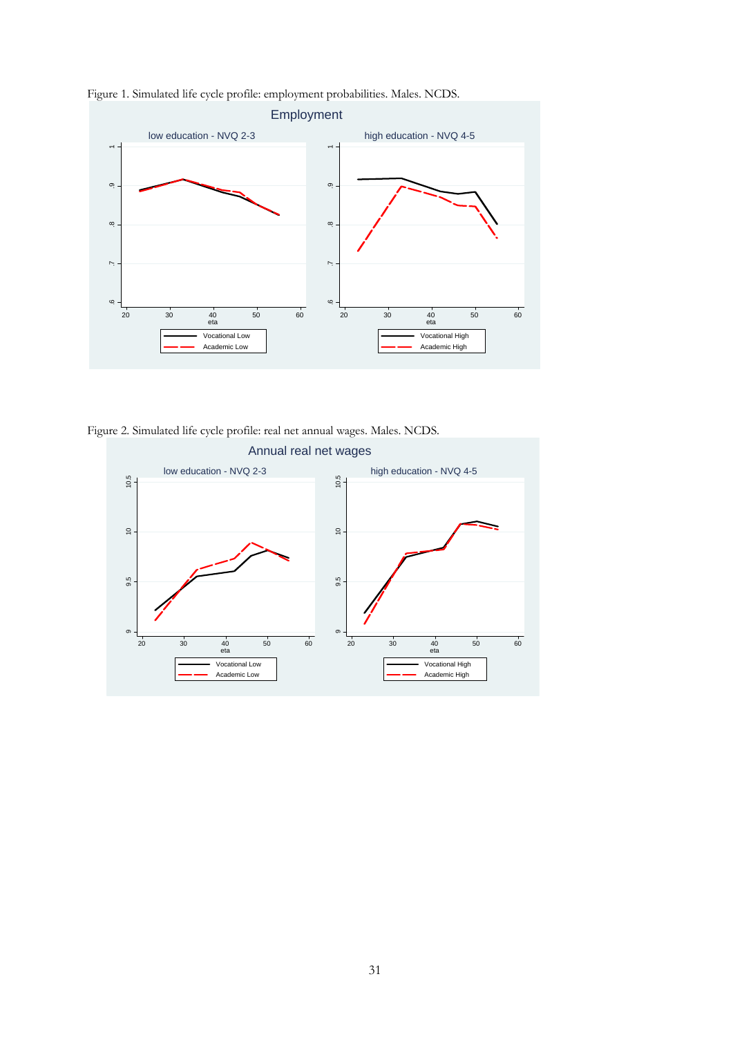Figure 1. Simulated life cycle profile: employment probabilities. Males. NCDS.

Figure 2. Simulated life cycle profile: real net annual wages. Males. NCDS.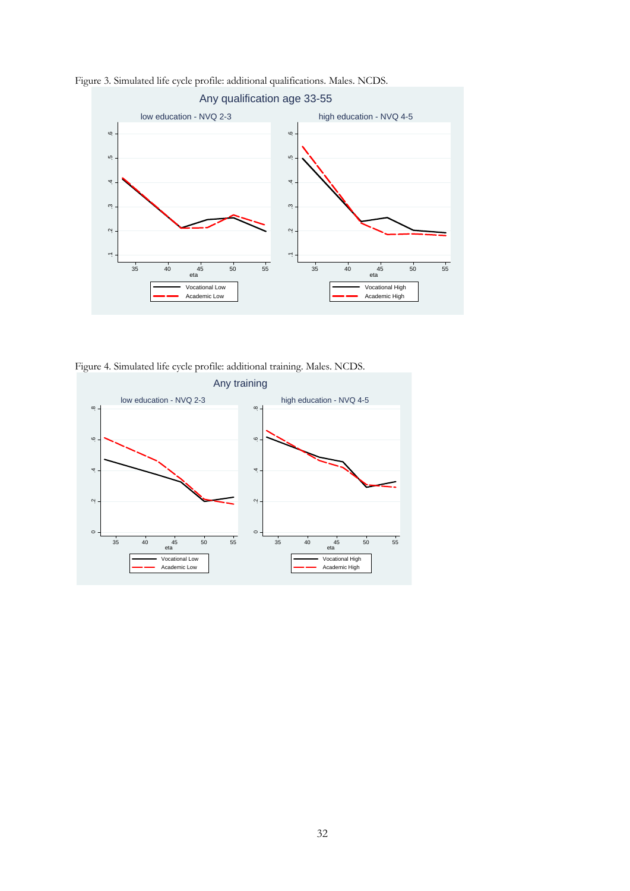Figure 3. Simulated life cycle profile: additional qualifications. Males. NCDS.

Figure 4. Simulated life cycle profile: additional training. Males. NCDS.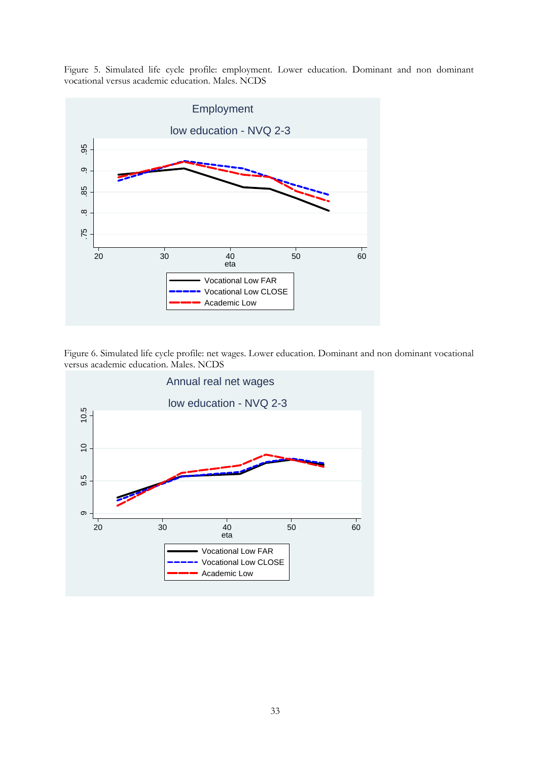Figure 5. Simulated life cycle profile: employment. Lower education. Dominant and non dominant vocational versus academic education. Males. NCDS

Figure 6. Simulated life cycle profile: net wages. Lower education. Dominant and non dominant vocational versus academic education. Males. NCDS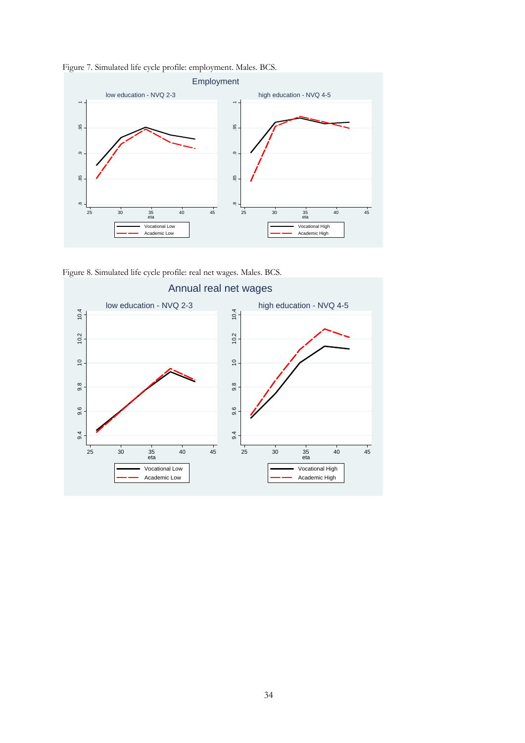Figure 7. Simulated life cycle profile: employment. Males. BCS.

Figure 8. Simulated life cycle profile: real net wages. Males. BCS.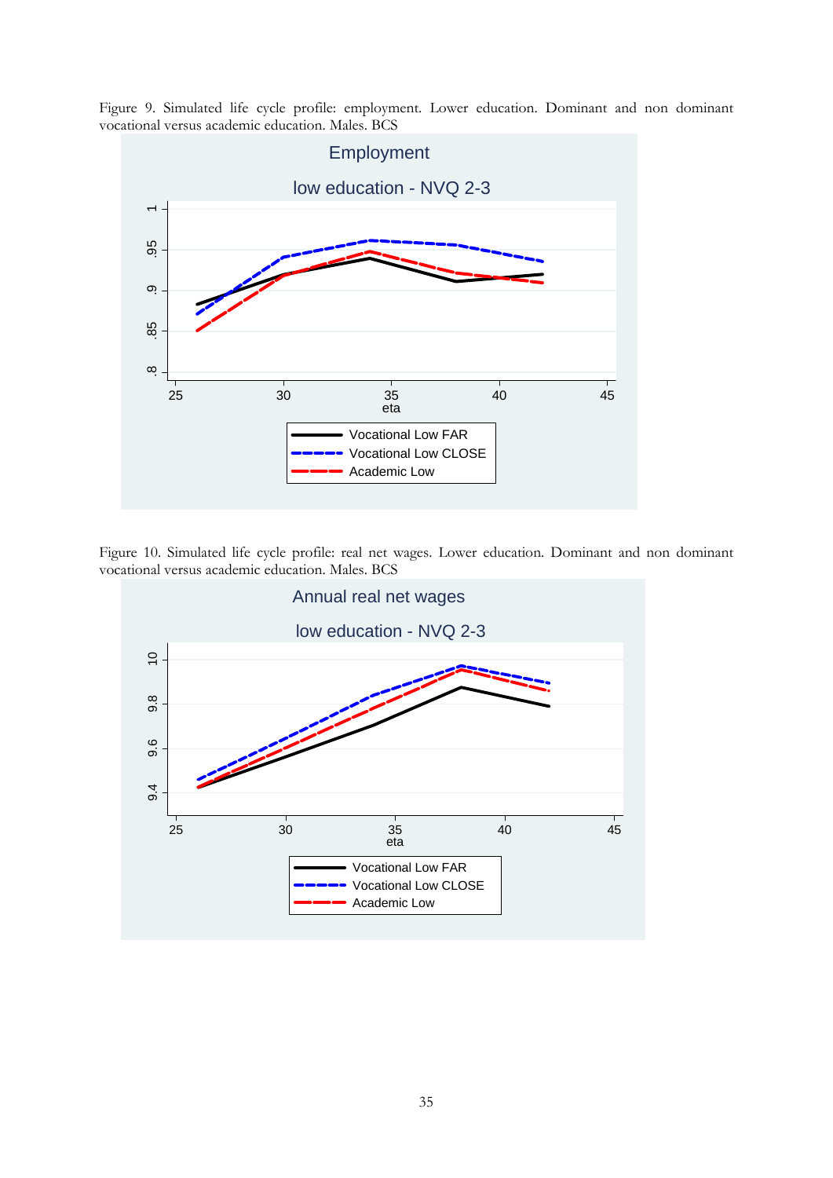Figure 9. Simulated life cycle profile: employment. Lower education. Dominant and non dominant vocational versus academic education. Males. BCS

Figure 10. Simulated life cycle profile: real net wages. Lower education. Dominant and non dominant vocational versus academic education. Males. BCS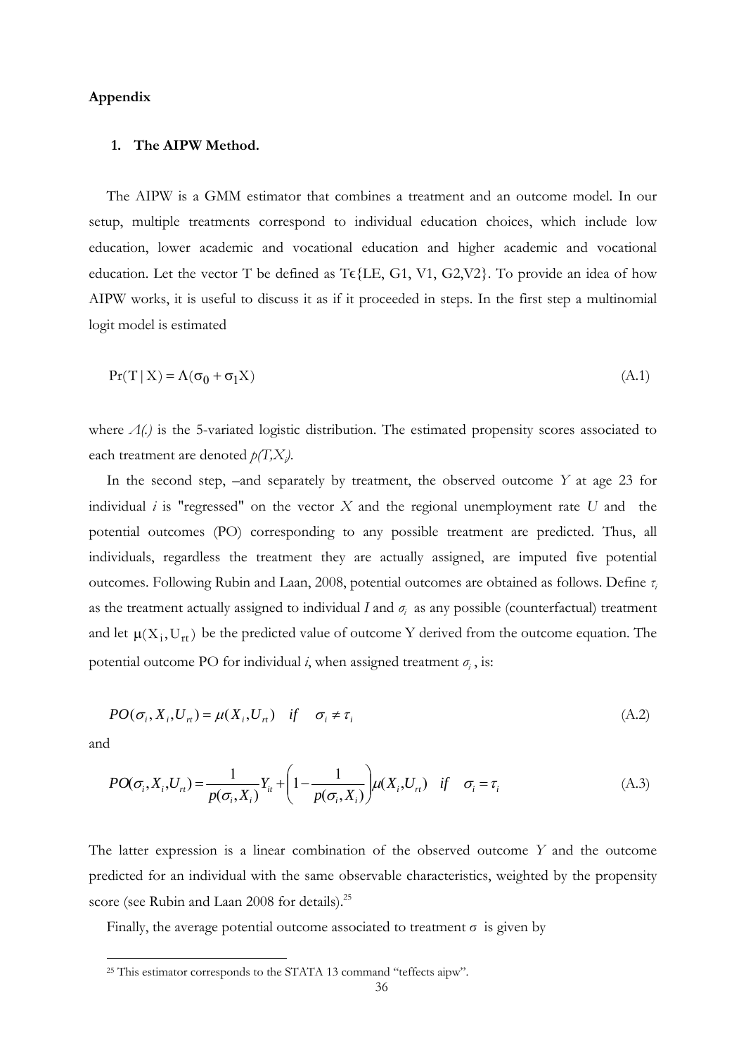## Appendix

### 1. The AIPW Method.

The AIPW is a GMM estimator that combines a treatment and an outcome model. In our setup, multiple treatments correspond to individual education choices, which include low education, lower academic and vocational education and higher academic and vocational education. Let the vector T be defined as T϶{LE, G1, V1, G2,V2}. To provide an idea of how AIPW works, it is useful to discuss it as if it proceeded in steps. In the first step a multinomial logit model is estimated

$$\Pr(\mathrm{T} \mid \mathrm{X}) = \Lambda(\sigma_0 + \sigma_1 \mathrm{X}) \tag{A.1}$$

where $\Lambda(.)$ is the 5-variated logistic distribution. The estimated propensity scores associated to each treatment are denoted $p(T,X_i)$.

In the second step, –and separately by treatment, the observed outcome $Y$ at age 23 for individual $i$ is "regressed" on the vector $X$ and the regional unemployment rate $U$ and the potential outcomes (PO) corresponding to any possible treatment are predicted. Thus, all individuals, regardless the treatment they are actually assigned, are imputed five potential outcomes. Following Rubin and Laan, 2008, potential outcomes are obtained as follows. Define $\tau_i$ as the treatment actually assigned to individual $I$ and $\sigma_i$ as any possible (counterfactual) treatment and let $\mu(X_i, U_{rt})$ be the predicted value of outcome Y derived from the outcome equation. The potential outcome PO for individual $i$, when assigned treatment $\sigma_i$, is:

$$PO(\sigma_i, X_i, U_{rt}) = \mu(X_i, U_{rt}) \quad if \quad \sigma_i \neq \tau_i \tag{A.2}$$

and

$$PO(\sigma_i, X_i, U_{rt}) = \frac{1}{p(\sigma_i, X_i)} Y_{it} + \left(1 - \frac{1}{p(\sigma_i, X_i)}\right) \mu(X_i, U_{rt}) \quad if \quad \sigma_i = \tau_i \tag{A.3}$$

The latter expression is a linear combination of the observed outcome $Y$ and the outcome predicted for an individual with the same observable characteristics, weighted by the propensity score (see Rubin and Laan 2008 for details).[25]

Finally, the average potential outcome associated to treatment $\sigma$ is given by

[25] This estimator corresponds to the STATA 13 command "teffects aipw".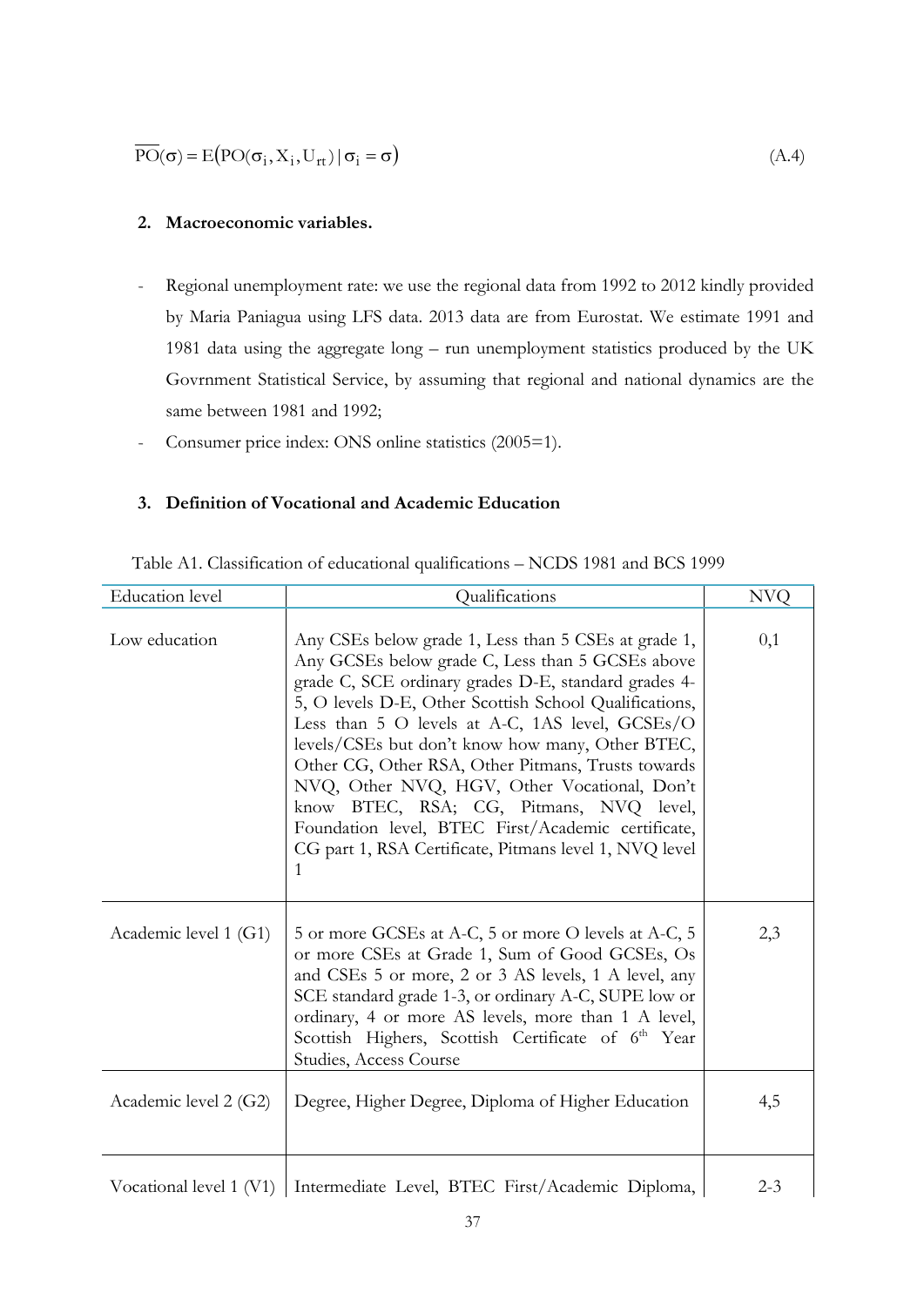$$\overline{\mathrm{PO}}(\sigma) = \mathrm{E}\left(\mathrm{PO}(\sigma_i, \mathrm{X}_i, \mathrm{U}_{rt}) \mid \sigma_i = \sigma\right) \tag{A.4}$$

## 2. Macroeconomic variables.

- Regional unemployment rate: we use the regional data from 1992 to 2012 kindly provided by Maria Paniagua using LFS data. 2013 data are from Eurostat. We estimate 1991 and 1981 data using the aggregate long – run unemployment statistics produced by the UK Govrnment Statistical Service, by assuming that regional and national dynamics are the same between 1981 and 1992;
- Consumer price index: ONS online statistics (2005=1).

## 3. Definition of Vocational and Academic Education

Table A1. Classification of educational qualifications – NCDS 1981 and BCS 1999

| Education level | Qualifications | NVQ |
|---|---|---|
| Low education | Any CSEs below grade 1, Less than 5 CSEs at grade 1, Any GCSEs below grade C, Less than 5 GCSEs above grade C, SCE ordinary grades D-E, standard grades 4-5, O levels D-E, Other Scottish School Qualifications, Less than 5 O levels at A-C, 1AS level, GCSEs/O levels/CSEs but don't know how many, Other BTEC, Other CG, Other RSA, Other Pitmans, Trusts towards NVQ, Other NVQ, HGV, Other Vocational, Don't know BTEC, RSA; CG, Pitmans, NVQ level, Foundation level, BTEC First/Academic certificate, CG part 1, RSA Certificate, Pitmans level 1, NVQ level 1 | 0,1 |
| Academic level 1 (G1) | 5 or more GCSEs at A-C, 5 or more O levels at A-C, 5 or more CSEs at Grade 1, Sum of Good GCSEs, Os and CSEs 5 or more, 2 or 3 AS levels, 1 A level, any SCE standard grade 1-3, or ordinary A-C, SUPE low or ordinary, 4 or more AS levels, more than 1 A level, Scottish Highers, Scottish Certificate of 6th Year Studies, Access Course | 2,3 |
| Academic level 2 (G2) | Degree, Higher Degree, Diploma of Higher Education | 4,5 |
| Vocational level 1 (V1) | Intermediate Level, BTEC First/Academic Diploma, | 2-3 |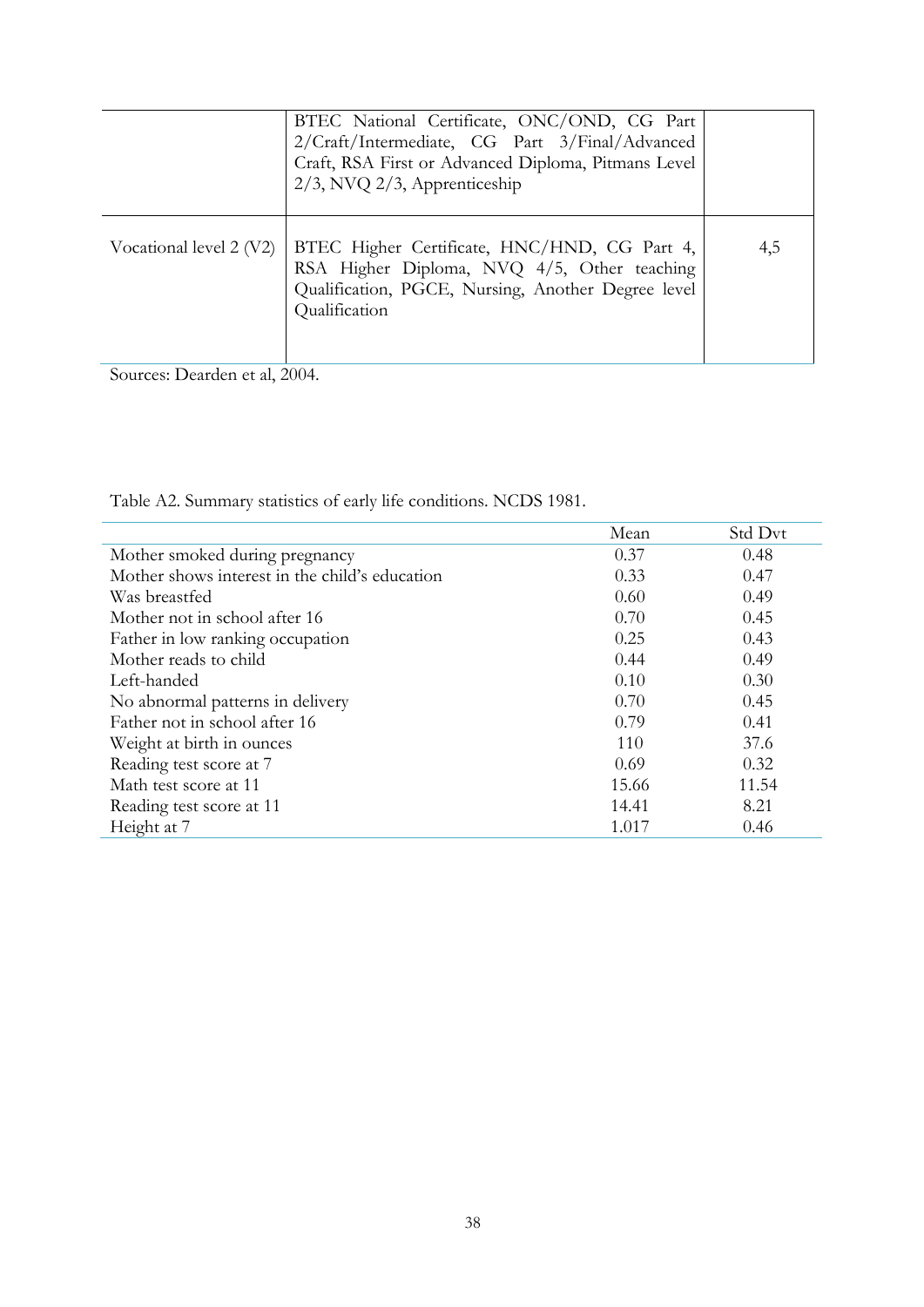| | | |
|---|---|---|
| | BTEC National Certificate, ONC/OND, CG Part 2/Craft/Intermediate, CG Part 3/Final/Advanced Craft, RSA First or Advanced Diploma, Pitmans Level 2/3, NVQ 2/3, Apprenticeship | |
| Vocational level 2 (V2) | BTEC Higher Certificate, HNC/HND, CG Part 4, RSA Higher Diploma, NVQ 4/5, Other teaching Qualification, PGCE, Nursing, Another Degree level Qualification | 4,5 |

Sources: Dearden et al, 2004.

Table A2. Summary statistics of early life conditions. NCDS 1981.

| | Mean | Std Dvt |
|---|---|---|
| Mother smoked during pregnancy | 0.37 | 0.48 |
| Mother shows interest in the child's education | 0.33 | 0.47 |
| Was breastfed | 0.60 | 0.49 |
| Mother not in school after 16 | 0.70 | 0.45 |
| Father in low ranking occupation | 0.25 | 0.43 |
| Mother reads to child | 0.44 | 0.49 |
| Left-handed | 0.10 | 0.30 |
| No abnormal patterns in delivery | 0.70 | 0.45 |
| Father not in school after 16 | 0.79 | 0.41 |
| Weight at birth in ounces | 110 | 37.6 |
| Reading test score at 7 | 0.69 | 0.32 |
| Math test score at 11 | 15.66 | 11.54 |
| Reading test score at 11 | 14.41 | 8.21 |
| Height at 7 | 1.017 | 0.46 |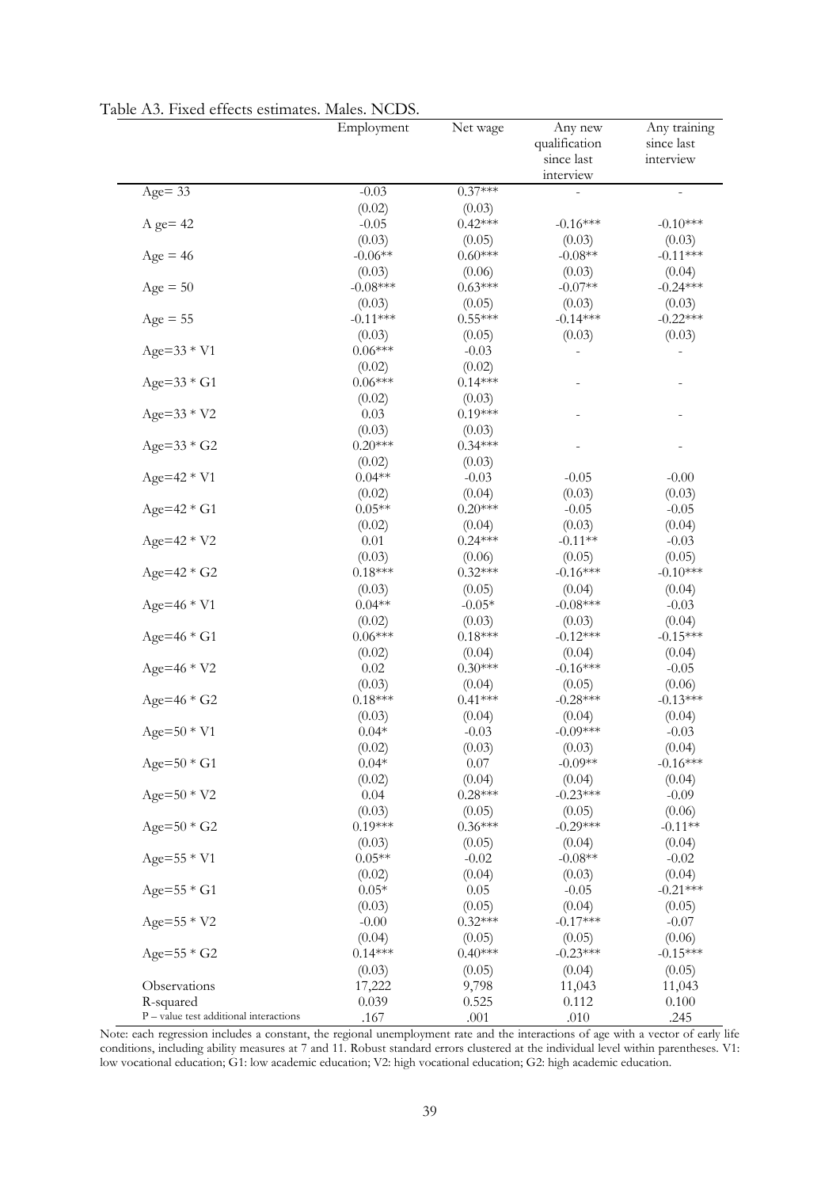Table A3. Fixed effects estimates. Males. NCDS.

| | Employment | Net wage | Any new qualification since last interview | Any training since last interview |
|---|---|---|---|---|
| Age= 33 | -0.03 | 0.37*** | - | - |
| | (0.02) | (0.03) | | |
| A ge= 42 | -0.05 | 0.42*** | -0.16*** | -0.10*** |
| | (0.03) | (0.05) | (0.03) | (0.03) |
| Age = 46 | -0.06** | 0.60*** | -0.08** | -0.11*** |
| | (0.03) | (0.06) | (0.03) | (0.04) |
| Age = 50 | -0.08*** | 0.63*** | -0.07** | -0.24*** |
| | (0.03) | (0.05) | (0.03) | (0.03) |
| Age = 55 | -0.11*** | 0.55*** | -0.14*** | -0.22*** |
| | (0.03) | (0.05) | (0.03) | (0.03) |
| Age=33 * V1 | 0.06*** | -0.03 | - | - |
| | (0.02) | (0.02) | | |
| Age=33 * G1 | 0.06*** | 0.14*** | - | - |
| | (0.02) | (0.03) | | |
| Age=33 * V2 | 0.03 | 0.19*** | - | - |
| | (0.03) | (0.03) | | |
| Age=33 * G2 | 0.20*** | 0.34*** | - | - |
| | (0.02) | (0.03) | | |
| Age=42 * V1 | 0.04** | -0.03 | -0.05 | -0.00 |
| | (0.02) | (0.04) | (0.03) | (0.03) |
| Age=42 * G1 | 0.05** | 0.20*** | -0.05 | -0.05 |
| | (0.02) | (0.04) | (0.03) | (0.04) |
| Age=42 * V2 | 0.01 | 0.24*** | -0.11** | -0.03 |
| | (0.03) | (0.06) | (0.05) | (0.05) |
| Age=42 * G2 | 0.18*** | 0.32*** | -0.16*** | -0.10*** |
| | (0.03) | (0.05) | (0.04) | (0.04) |
| Age=46 * V1 | 0.04** | -0.05* | -0.08*** | -0.03 |
| | (0.02) | (0.03) | (0.03) | (0.04) |
| Age=46 * G1 | 0.06*** | 0.18*** | -0.12*** | -0.15*** |
| | (0.02) | (0.04) | (0.04) | (0.04) |
| Age=46 * V2 | 0.02 | 0.30*** | -0.16*** | -0.05 |
| | (0.03) | (0.04) | (0.05) | (0.06) |
| Age=46 * G2 | 0.18*** | 0.41*** | -0.28*** | -0.13*** |
| | (0.03) | (0.04) | (0.04) | (0.04) |
| Age=50 * V1 | 0.04* | -0.03 | -0.09*** | -0.03 |
| | (0.02) | (0.03) | (0.03) | (0.04) |
| Age=50 * G1 | 0.04* | 0.07 | -0.09** | -0.16*** |
| | (0.02) | (0.04) | (0.04) | (0.04) |
| Age=50 * V2 | 0.04 | 0.28*** | -0.23*** | -0.09 |
| | (0.03) | (0.05) | (0.05) | (0.06) |
| Age=50 * G2 | 0.19*** | 0.36*** | -0.29*** | -0.11** |
| | (0.03) | (0.05) | (0.04) | (0.04) |
| Age=55 * V1 | 0.05** | -0.02 | -0.08** | -0.02 |
| | (0.02) | (0.04) | (0.03) | (0.04) |
| Age=55 * G1 | 0.05* | 0.05 | -0.05 | -0.21*** |
| | (0.03) | (0.05) | (0.04) | (0.05) |
| Age=55 * V2 | -0.00 | 0.32*** | -0.17*** | -0.07 |
| | (0.04) | (0.05) | (0.05) | (0.06) |
| Age=55 * G2 | 0.14*** | 0.40*** | -0.23*** | -0.15*** |
| | (0.03) | (0.05) | (0.04) | (0.05) |
| Observations | 17,222 | 9,798 | 11,043 | 11,043 |
| R-squared | 0.039 | 0.525 | 0.112 | 0.100 |
| P – value test additional interactions | .167 | .001 | .010 | .245 |

Note: each regression includes a constant, the regional unemployment rate and the interactions of age with a vector of early life conditions, including ability measures at 7 and 11. Robust standard errors clustered at the individual level within parentheses. V1: low vocational education; G1: low academic education; V2: high vocational education; G2: high academic education.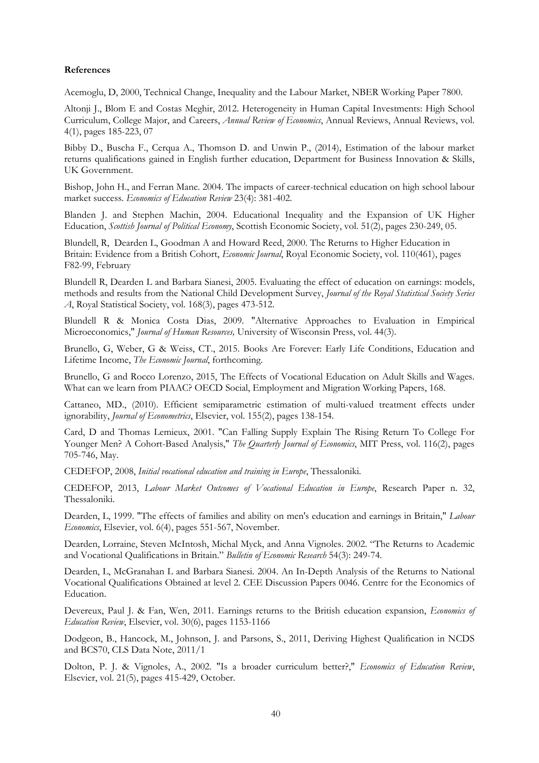**References**

Acemoglu, D, 2000, Technical Change, Inequality and the Labour Market, NBER Working Paper 7800.

Altonji J., Blom E and Costas Meghir, 2012. Heterogeneity in Human Capital Investments: High School Curriculum, College Major, and Careers, *Annual Review of Economics*, Annual Reviews, Annual Reviews, vol. 4(1), pages 185-223, 07

Bibby D., Buscha F., Cerqua A., Thomson D. and Unwin P., (2014), Estimation of the labour market returns qualifications gained in English further education, Department for Business Innovation & Skills, UK Government.

Bishop, John H., and Ferran Mane. 2004. The impacts of career-technical education on high school labour market success. *Economics of Education Review* 23(4): 381-402.

Blanden J. and Stephen Machin, 2004. Educational Inequality and the Expansion of UK Higher Education, *Scottish Journal of Political Economy*, Scottish Economic Society, vol. 51(2), pages 230-249, 05.

Blundell, R, Dearden L, Goodman A and Howard Reed, 2000. The Returns to Higher Education in Britain: Evidence from a British Cohort, *Economic Journal*, Royal Economic Society, vol. 110(461), pages F82-99, February

Blundell R, Dearden L and Barbara Sianesi, 2005. Evaluating the effect of education on earnings: models, methods and results from the National Child Development Survey, *Journal of the Royal Statistical Society Series A*, Royal Statistical Society, vol. 168(3), pages 473-512.

Blundell R & Monica Costa Dias, 2009. "Alternative Approaches to Evaluation in Empirical Microeconomics," *Journal of Human Resources,* University of Wisconsin Press, vol. 44(3).

Brunello, G, Weber, G & Weiss, CT., 2015. Books Are Forever: Early Life Conditions, Education and Lifetime Income, *The Economic Journal*, forthcoming.

Brunello, G and Rocco Lorenzo, 2015, The Effects of Vocational Education on Adult Skills and Wages. What can we learn from PIAAC? OECD Social, Employment and Migration Working Papers, 168.

Cattaneo, MD., (2010). Efficient semiparametric estimation of multi-valued treatment effects under ignorability, *Journal of Econometrics*, Elsevier, vol. 155(2), pages 138-154.

Card, D and Thomas Lemieux, 2001. "Can Falling Supply Explain The Rising Return To College For Younger Men? A Cohort-Based Analysis," *The Quarterly Journal of Economics*, MIT Press, vol. 116(2), pages 705-746, May.

CEDEFOP, 2008, *Initial vocational education and training in Europe*, Thessaloniki.

CEDEFOP, 2013, *Labour Market Outcomes of Vocational Education in Europe*, Research Paper n. 32, Thessaloniki.

Dearden, L, 1999. "The effects of families and ability on men's education and earnings in Britain," *Labour Economics*, Elsevier, vol. 6(4), pages 551-567, November.

Dearden, Lorraine, Steven McIntosh, Michal Myck, and Anna Vignoles. 2002. "The Returns to Academic and Vocational Qualifications in Britain." *Bulletin of Economic Research* 54(3): 249-74.

Dearden, L, McGranahan L and Barbara Sianesi. 2004. An In-Depth Analysis of the Returns to National Vocational Qualifications Obtained at level 2. CEE Discussion Papers 0046. Centre for the Economics of Education.

Devereux, Paul J. & Fan, Wen, 2011. Earnings returns to the British education expansion, *Economics of Education Review*, Elsevier, vol. 30(6), pages 1153-1166

Dodgeon, B., Hancock, M., Johnson, J. and Parsons, S., 2011, Deriving Highest Qualification in NCDS and BCS70, CLS Data Note, 2011/1

Dolton, P. J. & Vignoles, A., 2002. "Is a broader curriculum better?," *Economics of Education Review*, Elsevier, vol. 21(5), pages 415-429, October.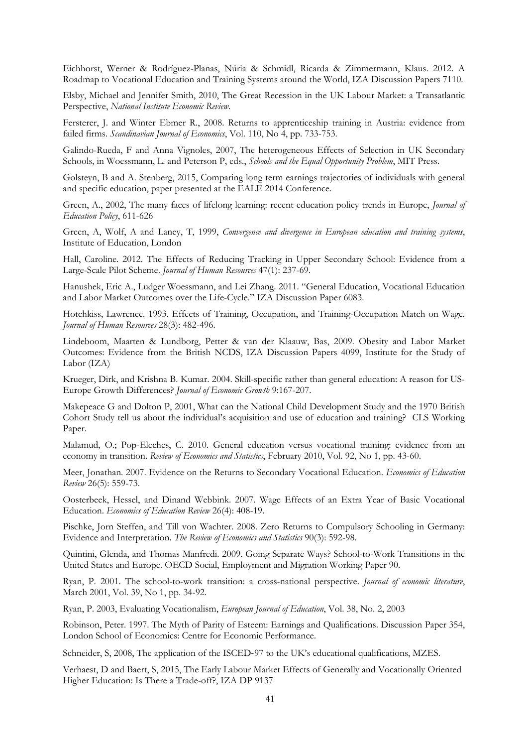Eichhorst, Werner & Rodríguez-Planas, Núria & Schmidl, Ricarda & Zimmermann, Klaus. 2012. A Roadmap to Vocational Education and Training Systems around the World, IZA Discussion Papers 7110.

Elsby, Michael and Jennifer Smith, 2010, The Great Recession in the UK Labour Market: a Transatlantic Perspective, *National Institute Economic Review*.

Fersterer, J. and Winter Ebmer R., 2008. Returns to apprenticeship training in Austria: evidence from failed firms. *Scandinavian Journal of Economics*, Vol. 110, No 4, pp. 733-753.

Galindo-Rueda, F and Anna Vignoles, 2007, The heterogeneous Effects of Selection in UK Secondary Schools, in Woessmann, L. and Peterson P, eds., *Schools and the Equal Opportunity Problem*, MIT Press.

Golsteyn, B and A. Stenberg, 2015, Comparing long term earnings trajectories of individuals with general and specific education, paper presented at the EALE 2014 Conference.

Green, A., 2002, The many faces of lifelong learning: recent education policy trends in Europe, *Journal of Education Policy*, 611-626

Green, A, Wolf, A and Laney, T, 1999, *Convergence and divergence in European education and training systems*, Institute of Education, London

Hall, Caroline. 2012. The Effects of Reducing Tracking in Upper Secondary School: Evidence from a Large-Scale Pilot Scheme. *Journal of Human Resources* 47(1): 237-69.

Hanushek, Eric A., Ludger Woessmann, and Lei Zhang. 2011. "General Education, Vocational Education and Labor Market Outcomes over the Life-Cycle." IZA Discussion Paper 6083.

Hotchkiss, Lawrence. 1993. Effects of Training, Occupation, and Training-Occupation Match on Wage. *Journal of Human Resources* 28(3): 482-496.

Lindeboom, Maarten & Lundborg, Petter & van der Klaauw, Bas, 2009. Obesity and Labor Market Outcomes: Evidence from the British NCDS, IZA Discussion Papers 4099, Institute for the Study of Labor (IZA)

Krueger, Dirk, and Krishna B. Kumar. 2004. Skill-specific rather than general education: A reason for US-Europe Growth Differences? *Journal of Economic Growth* 9:167-207.

Makepeace G and Dolton P, 2001, What can the National Child Development Study and the 1970 British Cohort Study tell us about the individual's acquisition and use of education and training? CLS Working Paper.

Malamud, O.; Pop-Eleches, C. 2010. General education versus vocational training: evidence from an economy in transition. *Review of Economics and Statistics*, February 2010, Vol. 92, No 1, pp. 43-60.

Meer, Jonathan. 2007. Evidence on the Returns to Secondary Vocational Education. *Economics of Education Review* 26(5): 559-73.

Oosterbeek, Hessel, and Dinand Webbink. 2007. Wage Effects of an Extra Year of Basic Vocational Education. *Economics of Education Review* 26(4): 408-19.

Pischke, Jorn Steffen, and Till von Wachter. 2008. Zero Returns to Compulsory Schooling in Germany: Evidence and Interpretation. *The Review of Economics and Statistics* 90(3): 592-98.

Quintini, Glenda, and Thomas Manfredi. 2009. Going Separate Ways? School-to-Work Transitions in the United States and Europe. OECD Social, Employment and Migration Working Paper 90.

Ryan, P. 2001. The school-to-work transition: a cross-national perspective. *Journal of economic literature*, March 2001, Vol. 39, No 1, pp. 34-92.

Ryan, P. 2003, Evaluating Vocationalism, *European Journal of Education*, Vol. 38, No. 2, 2003

Robinson, Peter. 1997. The Myth of Parity of Esteem: Earnings and Qualifications. Discussion Paper 354, London School of Economics: Centre for Economic Performance.

Schneider, S, 2008, The application of the ISCED-97 to the UK's educational qualifications, MZES.

Verhaest, D and Baert, S, 2015, The Early Labour Market Effects of Generally and Vocationally Oriented Higher Education: Is There a Trade-off?, IZA DP 9137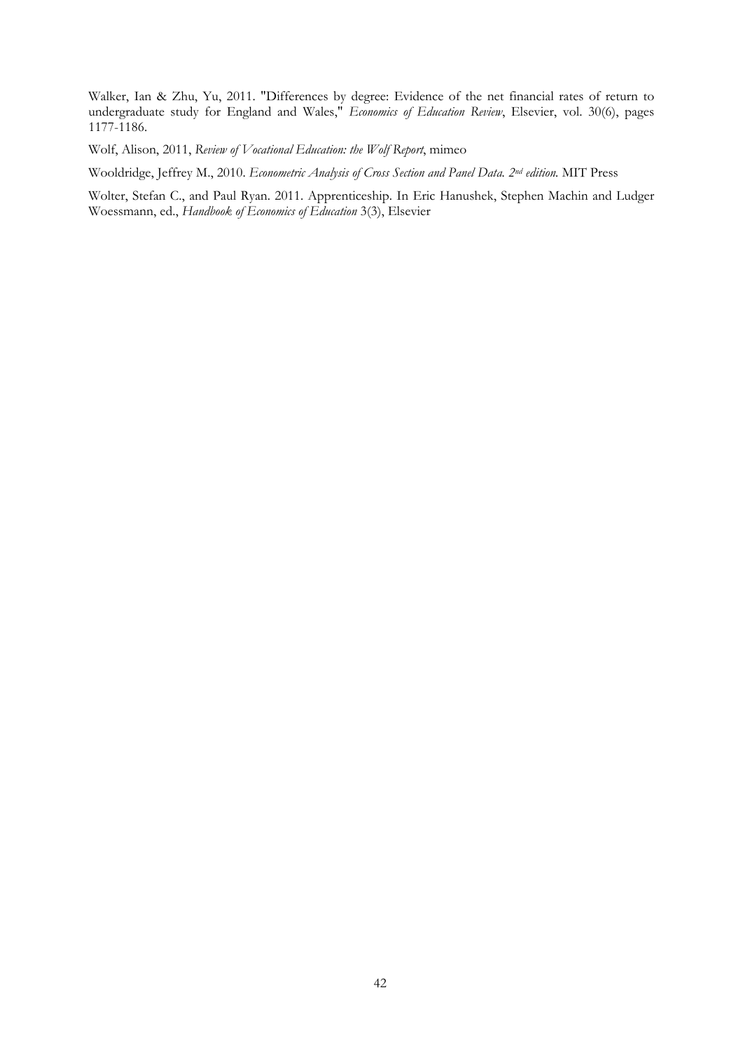Walker, Ian & Zhu, Yu, 2011. "Differences by degree: Evidence of the net financial rates of return to undergraduate study for England and Wales," *Economics of Education Review*, Elsevier, vol. 30(6), pages 1177-1186.

Wolf, Alison, 2011, *Review of Vocational Education: the Wolf Report*, mimeo

Wooldridge, Jeffrey M., 2010. *Econometric Analysis of Cross Section and Panel Data. 2nd edition.* MIT Press

Wolter, Stefan C., and Paul Ryan. 2011. Apprenticeship. In Eric Hanushek, Stephen Machin and Ludger Woessmann, ed., *Handbook of Economics of Education* 3(3), Elsevier